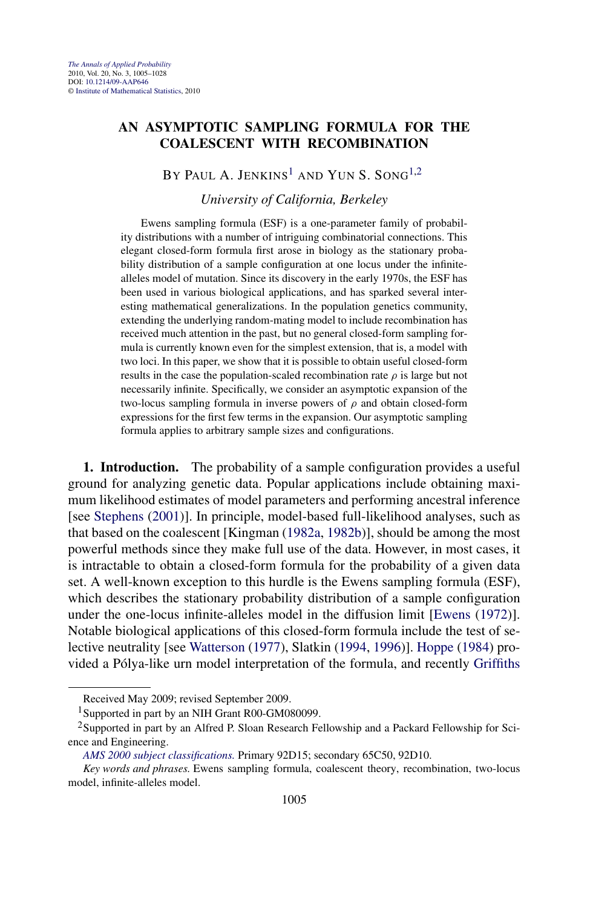# AN ASYMPTOTIC SAMPLING FORMULA FOR THE COALESCENT WITH RECOMBINATION

BY PAUL A. JENKINS[1] AND YUN S. SONG[1,2]

*University of California, Berkeley*

Ewens sampling formula (ESF) is a one-parameter family of probability distributions with a number of intriguing combinatorial connections. This elegant closed-form formula first arose in biology as the stationary probability distribution of a sample configuration at one locus under the infinite-alleles model of mutation. Since its discovery in the early 1970s, the ESF has been used in various biological applications, and has sparked several interesting mathematical generalizations. In the population genetics community, extending the underlying random-mating model to include recombination has received much attention in the past, but no general closed-form sampling formula is currently known even for the simplest extension, that is, a model with two loci. In this paper, we show that it is possible to obtain useful closed-form results in the case the population-scaled recombination rate $\rho$ is large but not necessarily infinite. Specifically, we consider an asymptotic expansion of the two-locus sampling formula in inverse powers of $\rho$ and obtain closed-form expressions for the first few terms in the expansion. Our asymptotic sampling formula applies to arbitrary sample sizes and configurations.

**1. Introduction.** The probability of a sample configuration provides a useful ground for analyzing genetic data. Popular applications include obtaining maximum likelihood estimates of model parameters and performing ancestral inference [see Stephens (2001)]. In principle, model-based full-likelihood analyses, such as that based on the coalescent [Kingman (1982a, 1982b)], should be among the most powerful methods since they make full use of the data. However, in most cases, it is intractable to obtain a closed-form formula for the probability of a given data set. A well-known exception to this hurdle is the Ewens sampling formula (ESF), which describes the stationary probability distribution of a sample configuration under the one-locus infinite-alleles model in the diffusion limit [Ewens (1972)]. Notable biological applications of this closed-form formula include the test of selective neutrality [see Watterson (1977), Slatkin (1994, 1996)]. Hoppe (1984) provided a Pólya-like urn model interpretation of the formula, and recently Griffiths

---

Received May 2009; revised September 2009.

[1] Supported in part by an NIH Grant R00-GM080099.

[2] Supported in part by an Alfred P. Sloan Research Fellowship and a Packard Fellowship for Science and Engineering.

*AMS 2000 subject classifications.* Primary 92D15; secondary 65C50, 92D10.

*Key words and phrases.* Ewens sampling formula, coalescent theory, recombination, two-locus model, infinite-alleles model.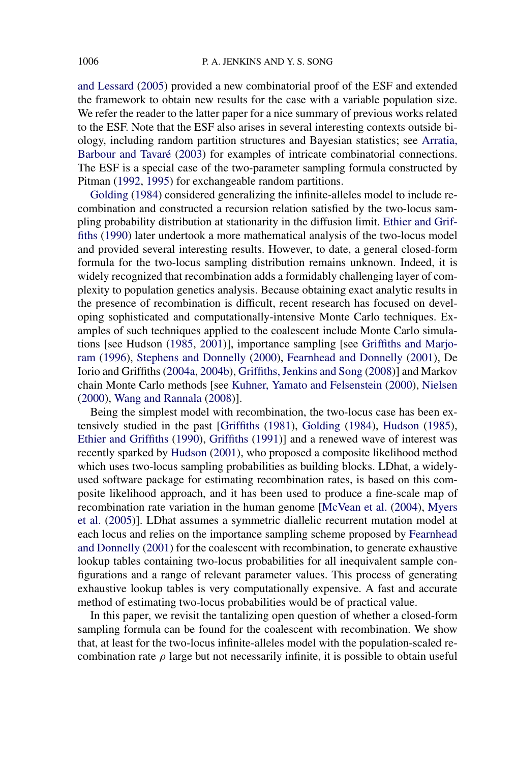and Lessard (2005) provided a new combinatorial proof of the ESF and extended the framework to obtain new results for the case with a variable population size. We refer the reader to the latter paper for a nice summary of previous works related to the ESF. Note that the ESF also arises in several interesting contexts outside biology, including random partition structures and Bayesian statistics; see Arratia, Barbour and Tavaré (2003) for examples of intricate combinatorial connections. The ESF is a special case of the two-parameter sampling formula constructed by Pitman (1992, 1995) for exchangeable random partitions.

Golding (1984) considered generalizing the infinite-alleles model to include recombination and constructed a recursion relation satisfied by the two-locus sampling probability distribution at stationarity in the diffusion limit. Ethier and Griffiths (1990) later undertook a more mathematical analysis of the two-locus model and provided several interesting results. However, to date, a general closed-form formula for the two-locus sampling distribution remains unknown. Indeed, it is widely recognized that recombination adds a formidably challenging layer of complexity to population genetics analysis. Because obtaining exact analytic results in the presence of recombination is difficult, recent research has focused on developing sophisticated and computationally-intensive Monte Carlo techniques. Examples of such techniques applied to the coalescent include Monte Carlo simulations [see Hudson (1985, 2001)], importance sampling [see Griffiths and Marjoram (1996), Stephens and Donnelly (2000), Fearnhead and Donnelly (2001), De Iorio and Griffiths (2004a, 2004b), Griffiths, Jenkins and Song (2008)] and Markov chain Monte Carlo methods [see Kuhner, Yamato and Felsenstein (2000), Nielsen (2000), Wang and Rannala (2008)].

Being the simplest model with recombination, the two-locus case has been extensively studied in the past [Griffiths (1981), Golding (1984), Hudson (1985), Ethier and Griffiths (1990), Griffiths (1991)] and a renewed wave of interest was recently sparked by Hudson (2001), who proposed a composite likelihood method which uses two-locus sampling probabilities as building blocks. LDhat, a widely-used software package for estimating recombination rates, is based on this composite likelihood approach, and it has been used to produce a fine-scale map of recombination rate variation in the human genome [McVean et al. (2004), Myers et al. (2005)]. LDhat assumes a symmetric diallelic recurrent mutation model at each locus and relies on the importance sampling scheme proposed by Fearnhead and Donnelly (2001) for the coalescent with recombination, to generate exhaustive lookup tables containing two-locus probabilities for all inequivalent sample configurations and a range of relevant parameter values. This process of generating exhaustive lookup tables is very computationally expensive. A fast and accurate method of estimating two-locus probabilities would be of practical value.

In this paper, we revisit the tantalizing open question of whether a closed-form sampling formula can be found for the coalescent with recombination. We show that, at least for the two-locus infinite-alleles model with the population-scaled recombination rate $\rho$ large but not necessarily infinite, it is possible to obtain useful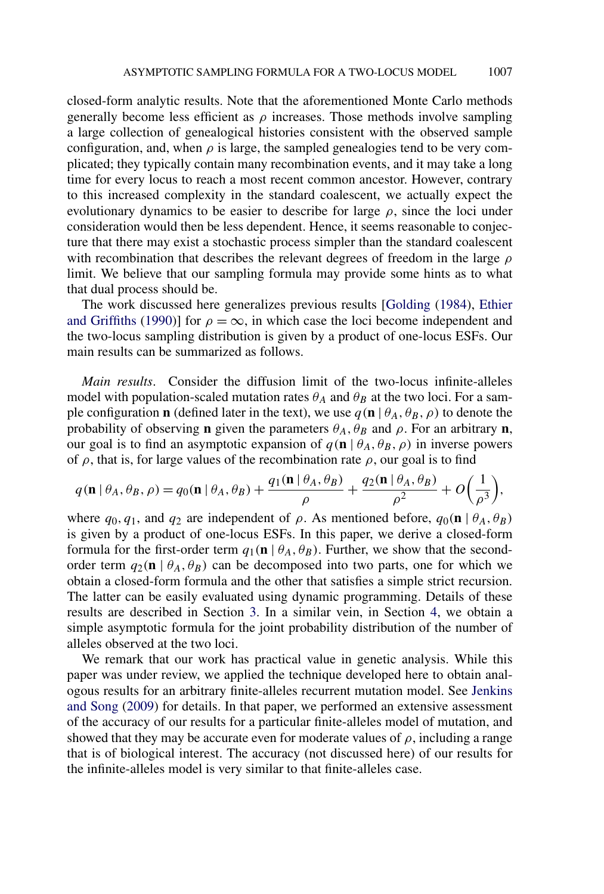closed-form analytic results. Note that the aforementioned Monte Carlo methods generally become less efficient as $\rho$ increases. Those methods involve sampling a large collection of genealogical histories consistent with the observed sample configuration, and, when $\rho$ is large, the sampled genealogies tend to be very complicated; they typically contain many recombination events, and it may take a long time for every locus to reach a most recent common ancestor. However, contrary to this increased complexity in the standard coalescent, we actually expect the evolutionary dynamics to be easier to describe for large $\rho$, since the loci under consideration would then be less dependent. Hence, it seems reasonable to conjecture that there may exist a stochastic process simpler than the standard coalescent with recombination that describes the relevant degrees of freedom in the large $\rho$ limit. We believe that our sampling formula may provide some hints as to what that dual process should be.

The work discussed here generalizes previous results [Golding (1984), Ethier and Griffiths (1990)] for $\rho = \infty$, in which case the loci become independent and the two-locus sampling distribution is given by a product of one-locus ESFs. Our main results can be summarized as follows.

*Main results*. Consider the diffusion limit of the two-locus infinite-alleles model with population-scaled mutation rates $\theta_A$ and $\theta_B$ at the two loci. For a sample configuration $\mathbf{n}$ (defined later in the text), we use $q(\mathbf{n} \mid \theta_A, \theta_B, \rho)$ to denote the probability of observing $\mathbf{n}$ given the parameters $\theta_A, \theta_B$ and $\rho$. For an arbitrary $\mathbf{n}$, our goal is to find an asymptotic expansion of $q(\mathbf{n} \mid \theta_A, \theta_B, \rho)$ in inverse powers of $\rho$, that is, for large values of the recombination rate $\rho$, our goal is to find

$$q(\mathbf{n} \mid \theta_A, \theta_B, \rho) = q_0(\mathbf{n} \mid \theta_A, \theta_B) + \frac{q_1(\mathbf{n} \mid \theta_A, \theta_B)}{\rho} + \frac{q_2(\mathbf{n} \mid \theta_A, \theta_B)}{\rho^2} + O\left(\frac{1}{\rho^3}\right),$$

where $q_0, q_1$, and $q_2$ are independent of $\rho$. As mentioned before, $q_0(\mathbf{n} \mid \theta_A, \theta_B)$ is given by a product of one-locus ESFs. In this paper, we derive a closed-form formula for the first-order term $q_1(\mathbf{n} \mid \theta_A, \theta_B)$. Further, we show that the second-order term $q_2(\mathbf{n} \mid \theta_A, \theta_B)$ can be decomposed into two parts, one for which we obtain a closed-form formula and the other that satisfies a simple strict recursion. The latter can be easily evaluated using dynamic programming. Details of these results are described in Section 3. In a similar vein, in Section 4, we obtain a simple asymptotic formula for the joint probability distribution of the number of alleles observed at the two loci.

We remark that our work has practical value in genetic analysis. While this paper was under review, we applied the technique developed here to obtain analogous results for an arbitrary finite-alleles recurrent mutation model. See Jenkins and Song (2009) for details. In that paper, we performed an extensive assessment of the accuracy of our results for a particular finite-alleles model of mutation, and showed that they may be accurate even for moderate values of $\rho$, including a range that is of biological interest. The accuracy (not discussed here) of our results for the infinite-alleles model is very similar to that finite-alleles case.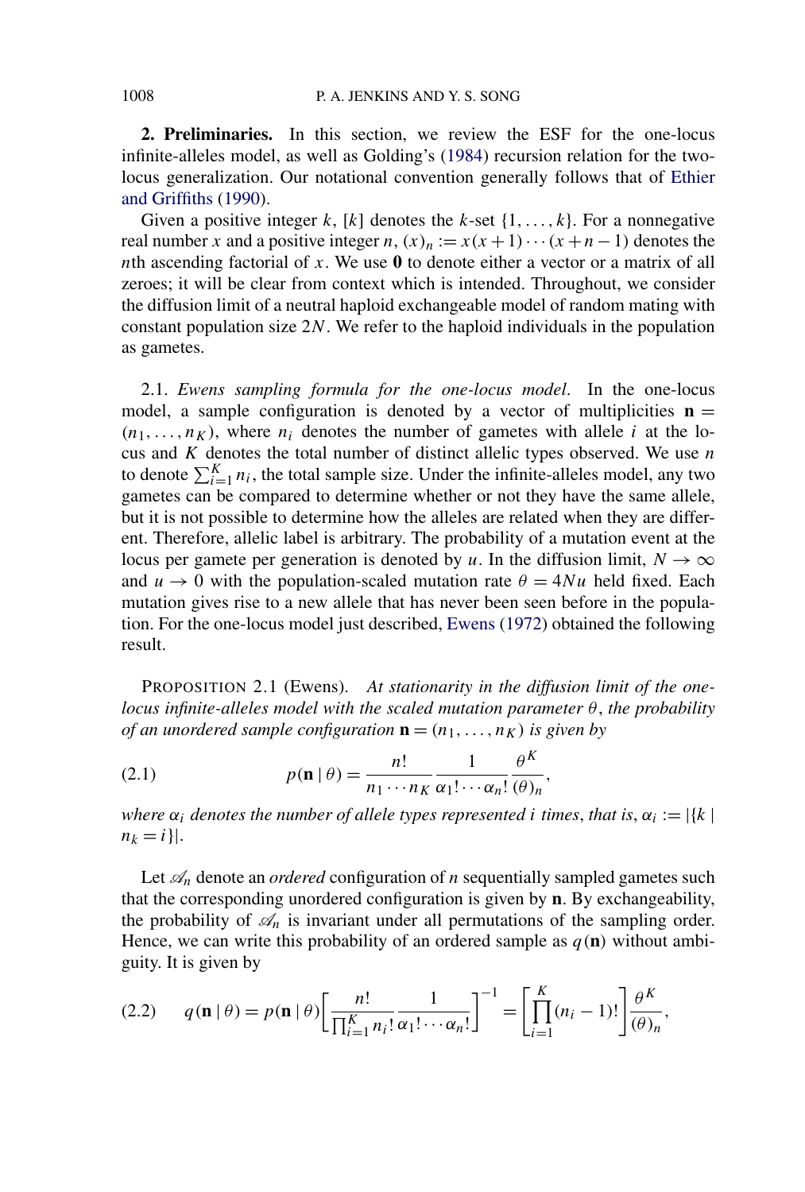**2. Preliminaries.** In this section, we review the ESF for the one-locus infinite-alleles model, as well as Golding's (1984) recursion relation for the two-locus generalization. Our notational convention generally follows that of Ethier and Griffiths (1990).

Given a positive integer $k$, $[k]$ denotes the $k$-set $\{1, \dots, k\}$. For a nonnegative real number $x$ and a positive integer $n$, $(x)_n := x(x+1)\cdots(x+n-1)$ denotes the $n$th ascending factorial of $x$. We use $\mathbf{0}$ to denote either a vector or a matrix of all zeroes; it will be clear from context which is intended. Throughout, we consider the diffusion limit of a neutral haploid exchangeable model of random mating with constant population size $2N$. We refer to the haploid individuals in the population as gametes.

2.1. *Ewens sampling formula for the one-locus model.* In the one-locus model, a sample configuration is denoted by a vector of multiplicities $\mathbf{n} = (n_1, \dots, n_K)$, where $n_i$ denotes the number of gametes with allele $i$ at the locus and $K$ denotes the total number of distinct allelic types observed. We use $n$ to denote $\sum_{i=1}^{K} n_i$, the total sample size. Under the infinite-alleles model, any two gametes can be compared to determine whether or not they have the same allele, but it is not possible to determine how the alleles are related when they are different. Therefore, allelic label is arbitrary. The probability of a mutation event at the locus per gamete per generation is denoted by $u$. In the diffusion limit, $N \to \infty$ and $u \to 0$ with the population-scaled mutation rate $\theta = 4Nu$ held fixed. Each mutation gives rise to a new allele that has never been seen before in the population. For the one-locus model just described, Ewens (1972) obtained the following result.

PROPOSITION 2.1 (Ewens). *At stationarity in the diffusion limit of the one-locus infinite-alleles model with the scaled mutation parameter $\theta$, the probability of an unordered sample configuration $\mathbf{n} = (n_1, \dots, n_K)$ is given by*

$$p(\mathbf{n} \mid \theta) = \frac{n!}{n_1 \cdots n_K} \frac{1}{\alpha_1! \cdots \alpha_n!} \frac{\theta^K}{(\theta)_n}, \tag{2.1}$$

*where $\alpha_i$ denotes the number of allele types represented $i$ times, that is, $\alpha_i := |\{k \mid n_k = i\}|$.*

Let $\mathscr{A}_n$ denote an *ordered* configuration of $n$ sequentially sampled gametes such that the corresponding unordered configuration is given by $\mathbf{n}$. By exchangeability, the probability of $\mathscr{A}_n$ is invariant under all permutations of the sampling order. Hence, we can write this probability of an ordered sample as $q(\mathbf{n})$ without ambiguity. It is given by

$$q(\mathbf{n} \mid \theta) = p(\mathbf{n} \mid \theta)\left[\frac{n!}{\prod_{i=1}^{K} n_i!} \frac{1}{\alpha_1! \cdots \alpha_n!}\right]^{-1} = \left[\prod_{i=1}^{K}(n_i - 1)!\right] \frac{\theta^K}{(\theta)_n}, \tag{2.2}$$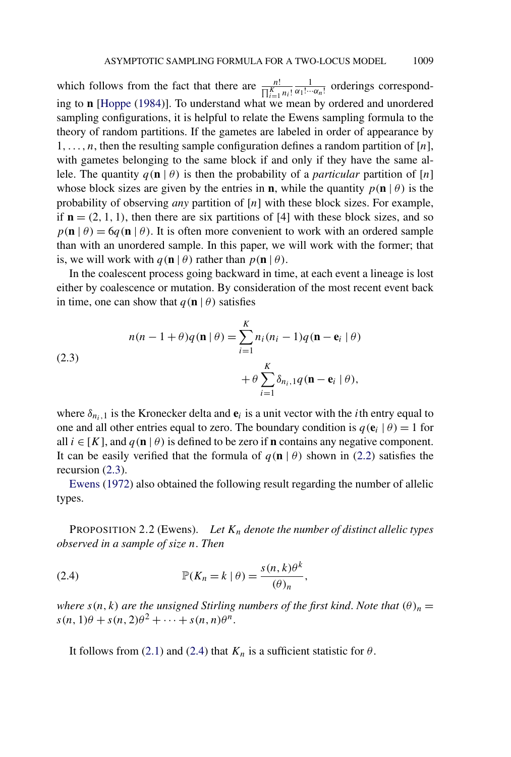which follows from the fact that there are $\frac{n!}{\prod_{i=1}^{K} n_i!} \frac{1}{\alpha_1! \cdots \alpha_n!}$ orderings corresponding to $\mathbf{n}$ [Hoppe (1984)]. To understand what we mean by ordered and unordered sampling configurations, it is helpful to relate the Ewens sampling formula to the theory of random partitions. If the gametes are labeled in order of appearance by $1, \ldots, n$, then the resulting sample configuration defines a random partition of $[n]$, with gametes belonging to the same block if and only if they have the same allele. The quantity $q(\mathbf{n} \mid \theta)$ is then the probability of a *particular* partition of $[n]$ whose block sizes are given by the entries in $\mathbf{n}$, while the quantity $p(\mathbf{n} \mid \theta)$ is the probability of observing *any* partition of $[n]$ with these block sizes. For example, if $\mathbf{n} = (2, 1, 1)$, then there are six partitions of $[4]$ with these block sizes, and so $p(\mathbf{n} \mid \theta) = 6q(\mathbf{n} \mid \theta)$. It is often more convenient to work with an ordered sample than with an unordered sample. In this paper, we will work with the former; that is, we will work with $q(\mathbf{n} \mid \theta)$ rather than $p(\mathbf{n} \mid \theta)$.

In the coalescent process going backward in time, at each event a lineage is lost either by coalescence or mutation. By consideration of the most recent event back in time, one can show that $q(\mathbf{n} \mid \theta)$ satisfies

$$
\begin{aligned}
n(n-1+\theta)q(\mathbf{n} \mid \theta) &= \sum_{i=1}^{K} n_i(n_i - 1) q(\mathbf{n} - \mathbf{e}_i \mid \theta) \\
&\quad + \theta \sum_{i=1}^{K} \delta_{n_i,1} q(\mathbf{n} - \mathbf{e}_i \mid \theta),
\end{aligned}
\tag{2.3}
$$

where $\delta_{n_i,1}$ is the Kronecker delta and $\mathbf{e}_i$ is a unit vector with the $i$th entry equal to one and all other entries equal to zero. The boundary condition is $q(\mathbf{e}_i \mid \theta) = 1$ for all $i \in [K]$, and $q(\mathbf{n} \mid \theta)$ is defined to be zero if $\mathbf{n}$ contains any negative component. It can be easily verified that the formula of $q(\mathbf{n} \mid \theta)$ shown in (2.2) satisfies the recursion (2.3).

Ewens (1972) also obtained the following result regarding the number of allelic types.

PROPOSITION 2.2 (Ewens). *Let $K_n$ denote the number of distinct allelic types observed in a sample of size $n$. Then*

$$
\mathbb{P}(K_n = k \mid \theta) = \frac{s(n,k)\theta^k}{(\theta)_n},
\tag{2.4}
$$

*where $s(n,k)$ are the unsigned Stirling numbers of the first kind. Note that $(\theta)_n = s(n,1)\theta + s(n,2)\theta^2 + \cdots + s(n,n)\theta^n$.*

It follows from (2.1) and (2.4) that $K_n$ is a sufficient statistic for $\theta$.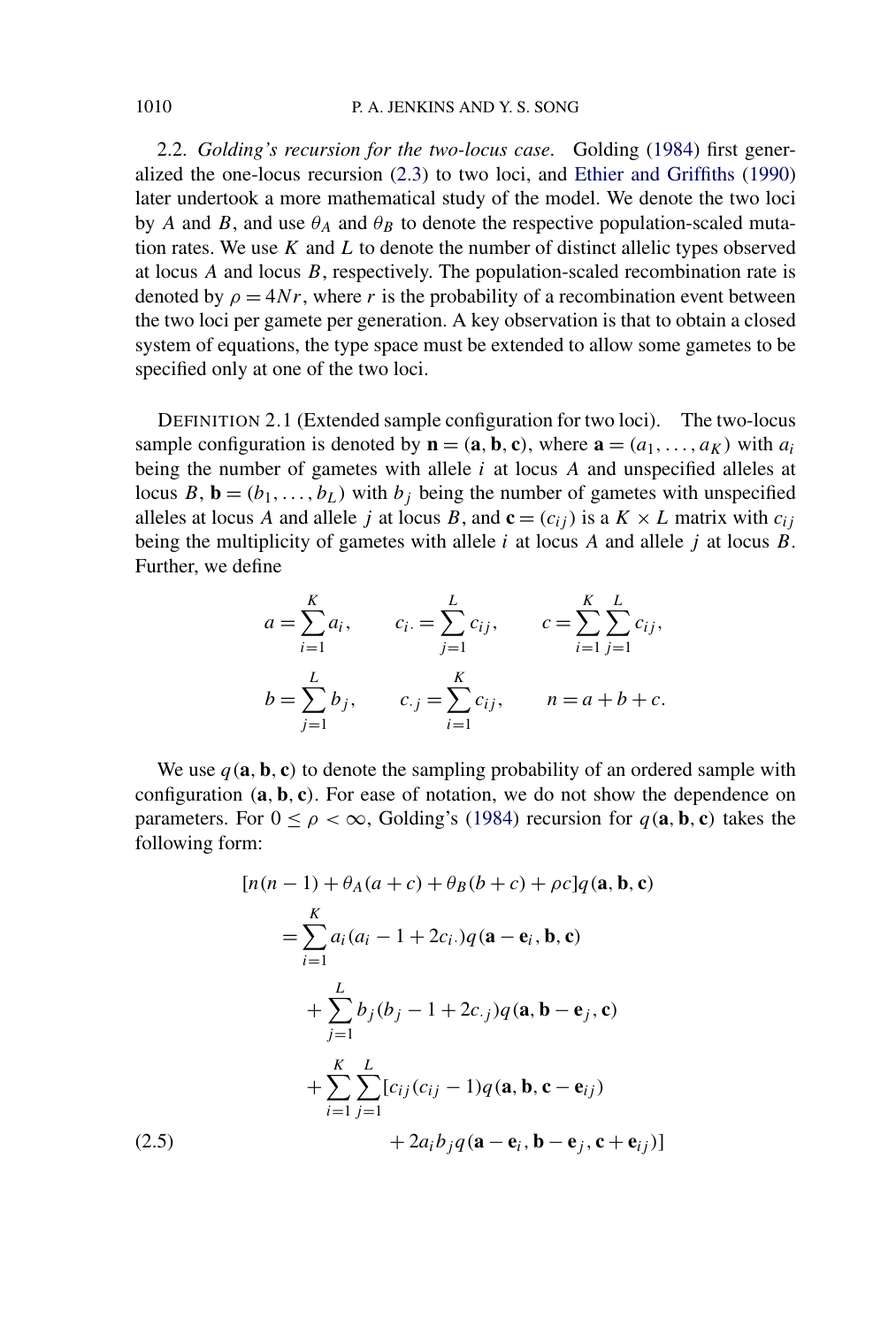2.2. *Golding's recursion for the two-locus case.* Golding (1984) first generalized the one-locus recursion (2.3) to two loci, and Ethier and Griffiths (1990) later undertook a more mathematical study of the model. We denote the two loci by $A$ and $B$, and use $\theta_A$ and $\theta_B$ to denote the respective population-scaled mutation rates. We use $K$ and $L$ to denote the number of distinct allelic types observed at locus $A$ and locus $B$, respectively. The population-scaled recombination rate is denoted by $\rho = 4Nr$, where $r$ is the probability of a recombination event between the two loci per gamete per generation. A key observation is that to obtain a closed system of equations, the type space must be extended to allow some gametes to be specified only at one of the two loci.

DEFINITION 2.1 (Extended sample configuration for two loci). The two-locus sample configuration is denoted by $\mathbf{n} = (\mathbf{a}, \mathbf{b}, \mathbf{c})$, where $\mathbf{a} = (a_1, \dots, a_K)$ with $a_i$ being the number of gametes with allele $i$ at locus $A$ and unspecified alleles at locus $B$, $\mathbf{b} = (b_1, \dots, b_L)$ with $b_j$ being the number of gametes with unspecified alleles at locus $A$ and allele $j$ at locus $B$, and $\mathbf{c} = (c_{ij})$ is a $K \times L$ matrix with $c_{ij}$ being the multiplicity of gametes with allele $i$ at locus $A$ and allele $j$ at locus $B$. Further, we define

$$a = \sum_{i=1}^{K} a_i, \qquad c_{i\cdot} = \sum_{j=1}^{L} c_{ij}, \qquad c = \sum_{i=1}^{K}\sum_{j=1}^{L} c_{ij},$$

$$b = \sum_{j=1}^{L} b_j, \qquad c_{\cdot j} = \sum_{i=1}^{K} c_{ij}, \qquad n = a + b + c.$$

We use $q(\mathbf{a}, \mathbf{b}, \mathbf{c})$ to denote the sampling probability of an ordered sample with configuration $(\mathbf{a}, \mathbf{b}, \mathbf{c})$. For ease of notation, we do not show the dependence on parameters. For $0 \leq \rho < \infty$, Golding's (1984) recursion for $q(\mathbf{a}, \mathbf{b}, \mathbf{c})$ takes the following form:

$$
\begin{aligned}
[n(n-1) + \theta_A(a+c) + \theta_B(b+c) + \rho c]\, q(\mathbf{a}, \mathbf{b}, \mathbf{c})
&= \sum_{i=1}^{K} a_i(a_i - 1 + 2c_{i\cdot})\, q(\mathbf{a} - \mathbf{e}_i, \mathbf{b}, \mathbf{c}) \\
&\quad + \sum_{j=1}^{L} b_j(b_j - 1 + 2c_{\cdot j})\, q(\mathbf{a}, \mathbf{b} - \mathbf{e}_j, \mathbf{c}) \\
&\quad + \sum_{i=1}^{K}\sum_{j=1}^{L} [c_{ij}(c_{ij} - 1)\, q(\mathbf{a}, \mathbf{b}, \mathbf{c} - \mathbf{e}_{ij}) \\
&\qquad + 2a_i b_j\, q(\mathbf{a} - \mathbf{e}_i, \mathbf{b} - \mathbf{e}_j, \mathbf{c} + \mathbf{e}_{ij})]
\end{aligned} \tag{2.5}
$$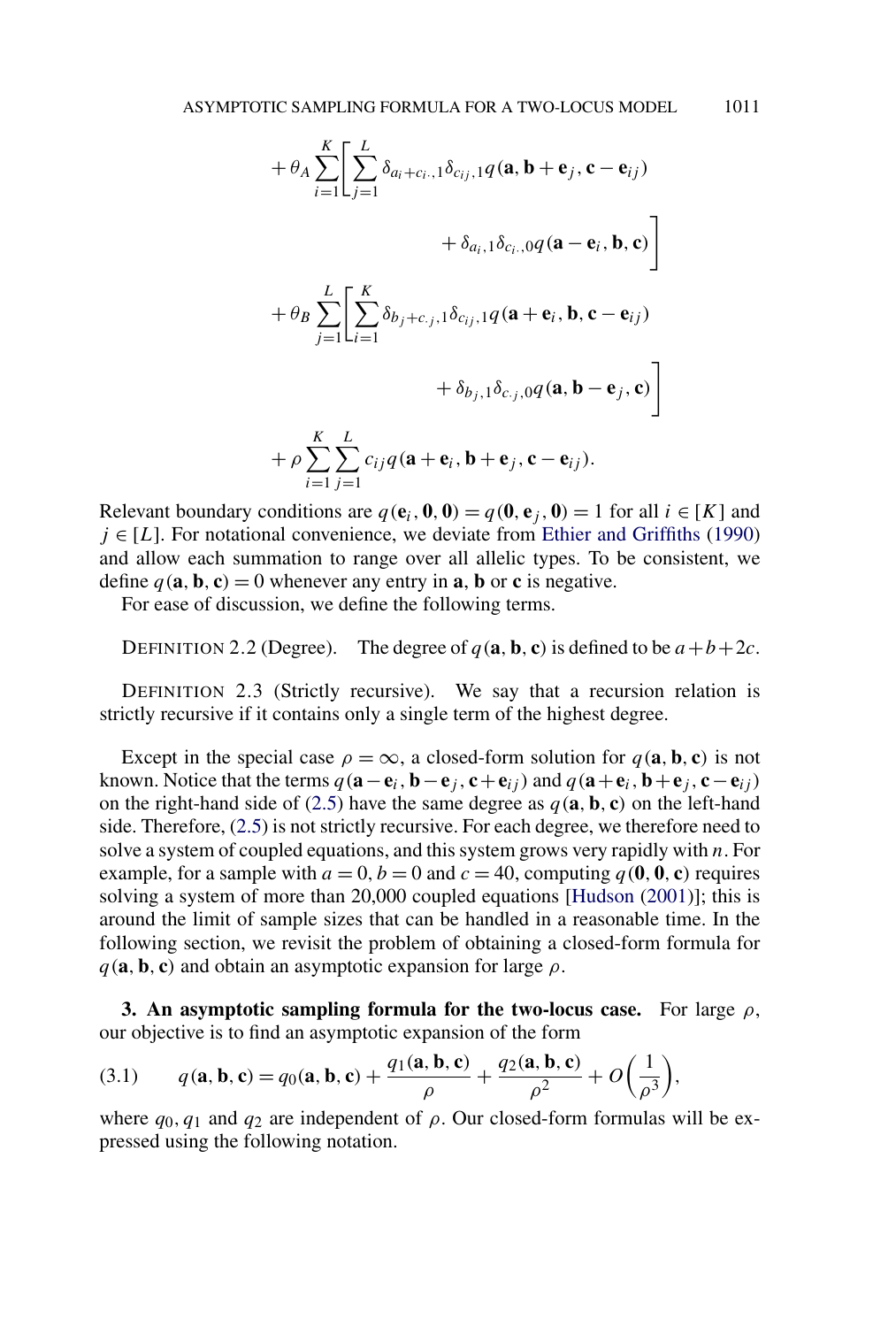$$
\begin{aligned}
&+ \theta_A \sum_{i=1}^{K} \Bigg[ \sum_{j=1}^{L} \delta_{a_i + c_{i\cdot}, 1} \delta_{c_{ij}, 1} q(\mathbf{a}, \mathbf{b} + \mathbf{e}_j, \mathbf{c} - \mathbf{e}_{ij}) \\
&\qquad\qquad + \delta_{a_i, 1} \delta_{c_{i\cdot}, 0} q(\mathbf{a} - \mathbf{e}_i, \mathbf{b}, \mathbf{c}) \Bigg] \\
&+ \theta_B \sum_{j=1}^{L} \Bigg[ \sum_{i=1}^{K} \delta_{b_j + c_{\cdot j}, 1} \delta_{c_{ij}, 1} q(\mathbf{a} + \mathbf{e}_i, \mathbf{b}, \mathbf{c} - \mathbf{e}_{ij}) \\
&\qquad\qquad + \delta_{b_j, 1} \delta_{c_{\cdot j}, 0} q(\mathbf{a}, \mathbf{b} - \mathbf{e}_j, \mathbf{c}) \Bigg] \\
&+ \rho \sum_{i=1}^{K} \sum_{j=1}^{L} c_{ij} q(\mathbf{a} + \mathbf{e}_i, \mathbf{b} + \mathbf{e}_j, \mathbf{c} - \mathbf{e}_{ij}).
\end{aligned}
$$

Relevant boundary conditions are $q(\mathbf{e}_i, \mathbf{0}, \mathbf{0}) = q(\mathbf{0}, \mathbf{e}_j, \mathbf{0}) = 1$ for all $i \in [K]$ and $j \in [L]$. For notational convenience, we deviate from Ethier and Griffiths (1990) and allow each summation to range over all allelic types. To be consistent, we define $q(\mathbf{a}, \mathbf{b}, \mathbf{c}) = 0$ whenever any entry in $\mathbf{a}$, $\mathbf{b}$ or $\mathbf{c}$ is negative.

For ease of discussion, we define the following terms.

DEFINITION 2.2 (Degree). The degree of $q(\mathbf{a}, \mathbf{b}, \mathbf{c})$ is defined to be $a + b + 2c$.

DEFINITION 2.3 (Strictly recursive). We say that a recursion relation is strictly recursive if it contains only a single term of the highest degree.

Except in the special case $\rho = \infty$, a closed-form solution for $q(\mathbf{a}, \mathbf{b}, \mathbf{c})$ is not known. Notice that the terms $q(\mathbf{a} - \mathbf{e}_i, \mathbf{b} - \mathbf{e}_j, \mathbf{c} + \mathbf{e}_{ij})$ and $q(\mathbf{a} + \mathbf{e}_i, \mathbf{b} + \mathbf{e}_j, \mathbf{c} - \mathbf{e}_{ij})$ on the right-hand side of (2.5) have the same degree as $q(\mathbf{a}, \mathbf{b}, \mathbf{c})$ on the left-hand side. Therefore, (2.5) is not strictly recursive. For each degree, we therefore need to solve a system of coupled equations, and this system grows very rapidly with $n$. For example, for a sample with $a = 0$, $b = 0$ and $c = 40$, computing $q(\mathbf{0}, \mathbf{0}, \mathbf{c})$ requires solving a system of more than 20,000 coupled equations [Hudson (2001)]; this is around the limit of sample sizes that can be handled in a reasonable time. In the following section, we revisit the problem of obtaining a closed-form formula for $q(\mathbf{a}, \mathbf{b}, \mathbf{c})$ and obtain an asymptotic expansion for large $\rho$.

**3. An asymptotic sampling formula for the two-locus case.** For large $\rho$, our objective is to find an asymptotic expansion of the form

$$
(3.1) \qquad q(\mathbf{a}, \mathbf{b}, \mathbf{c}) = q_0(\mathbf{a}, \mathbf{b}, \mathbf{c}) + \frac{q_1(\mathbf{a}, \mathbf{b}, \mathbf{c})}{\rho} + \frac{q_2(\mathbf{a}, \mathbf{b}, \mathbf{c})}{\rho^2} + O\left(\frac{1}{\rho^3}\right),
$$

where $q_0$, $q_1$ and $q_2$ are independent of $\rho$. Our closed-form formulas will be expressed using the following notation.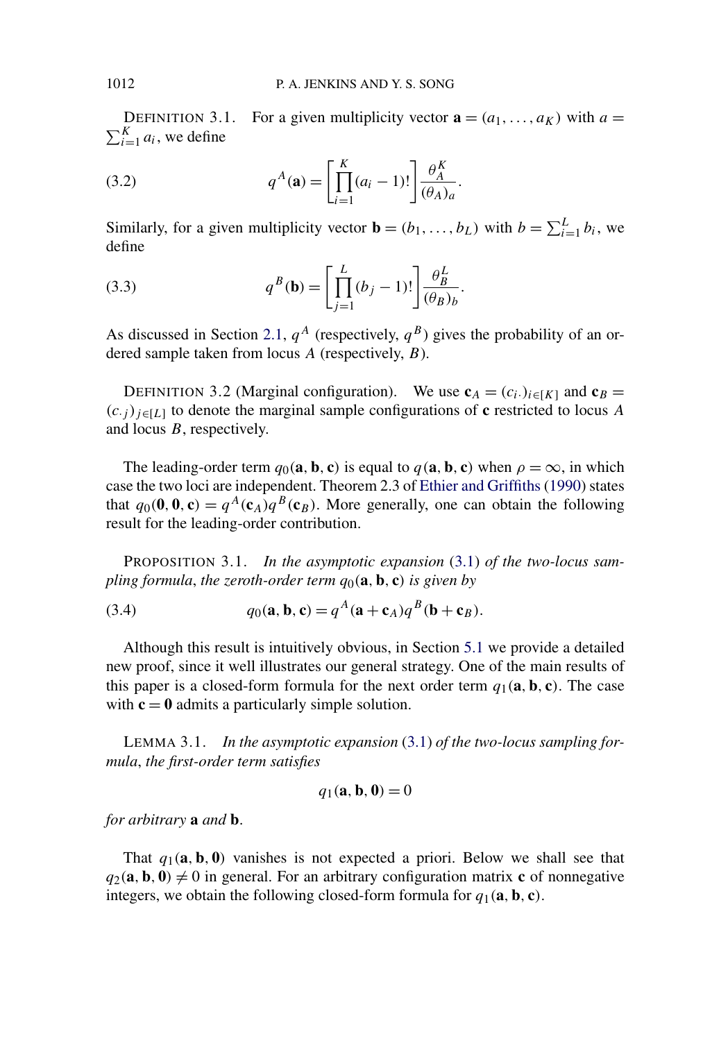DEFINITION 3.1. For a given multiplicity vector $\mathbf{a} = (a_1, \ldots, a_K)$ with $a = \sum_{i=1}^{K} a_i$, we define

$$q^A(\mathbf{a}) = \left[\prod_{i=1}^{K} (a_i - 1)!\right] \frac{\theta_A^K}{(\theta_A)_a}. \tag{3.2}$$

Similarly, for a given multiplicity vector $\mathbf{b} = (b_1, \ldots, b_L)$ with $b = \sum_{i=1}^{L} b_i$, we define

$$q^B(\mathbf{b}) = \left[\prod_{j=1}^{L} (b_j - 1)!\right] \frac{\theta_B^L}{(\theta_B)_b}. \tag{3.3}$$

As discussed in Section 2.1, $q^A$ (respectively, $q^B$) gives the probability of an ordered sample taken from locus $A$ (respectively, $B$).

DEFINITION 3.2 (Marginal configuration). We use $\mathbf{c}_A = (c_{i\cdot})_{i\in[K]}$ and $\mathbf{c}_B = (c_{\cdot j})_{j\in[L]}$ to denote the marginal sample configurations of $\mathbf{c}$ restricted to locus $A$ and locus $B$, respectively.

The leading-order term $q_0(\mathbf{a}, \mathbf{b}, \mathbf{c})$ is equal to $q(\mathbf{a}, \mathbf{b}, \mathbf{c})$ when $\rho = \infty$, in which case the two loci are independent. Theorem 2.3 of Ethier and Griffiths (1990) states that $q_0(\mathbf{0}, \mathbf{0}, \mathbf{c}) = q^A(\mathbf{c}_A)q^B(\mathbf{c}_B)$. More generally, one can obtain the following result for the leading-order contribution.

PROPOSITION 3.1. *In the asymptotic expansion* (3.1) *of the two-locus sampling formula, the zeroth-order term $q_0(\mathbf{a}, \mathbf{b}, \mathbf{c})$ is given by*

$$q_0(\mathbf{a}, \mathbf{b}, \mathbf{c}) = q^A(\mathbf{a} + \mathbf{c}_A)q^B(\mathbf{b} + \mathbf{c}_B). \tag{3.4}$$

Although this result is intuitively obvious, in Section 5.1 we provide a detailed new proof, since it well illustrates our general strategy. One of the main results of this paper is a closed-form formula for the next order term $q_1(\mathbf{a}, \mathbf{b}, \mathbf{c})$. The case with $\mathbf{c} = \mathbf{0}$ admits a particularly simple solution.

LEMMA 3.1. *In the asymptotic expansion* (3.1) *of the two-locus sampling formula, the first-order term satisfies*

$$q_1(\mathbf{a}, \mathbf{b}, \mathbf{0}) = 0$$

*for arbitrary* $\mathbf{a}$ *and* $\mathbf{b}$.

That $q_1(\mathbf{a}, \mathbf{b}, \mathbf{0})$ vanishes is not expected a priori. Below we shall see that $q_2(\mathbf{a}, \mathbf{b}, \mathbf{0}) \neq 0$ in general. For an arbitrary configuration matrix $\mathbf{c}$ of nonnegative integers, we obtain the following closed-form formula for $q_1(\mathbf{a}, \mathbf{b}, \mathbf{c})$.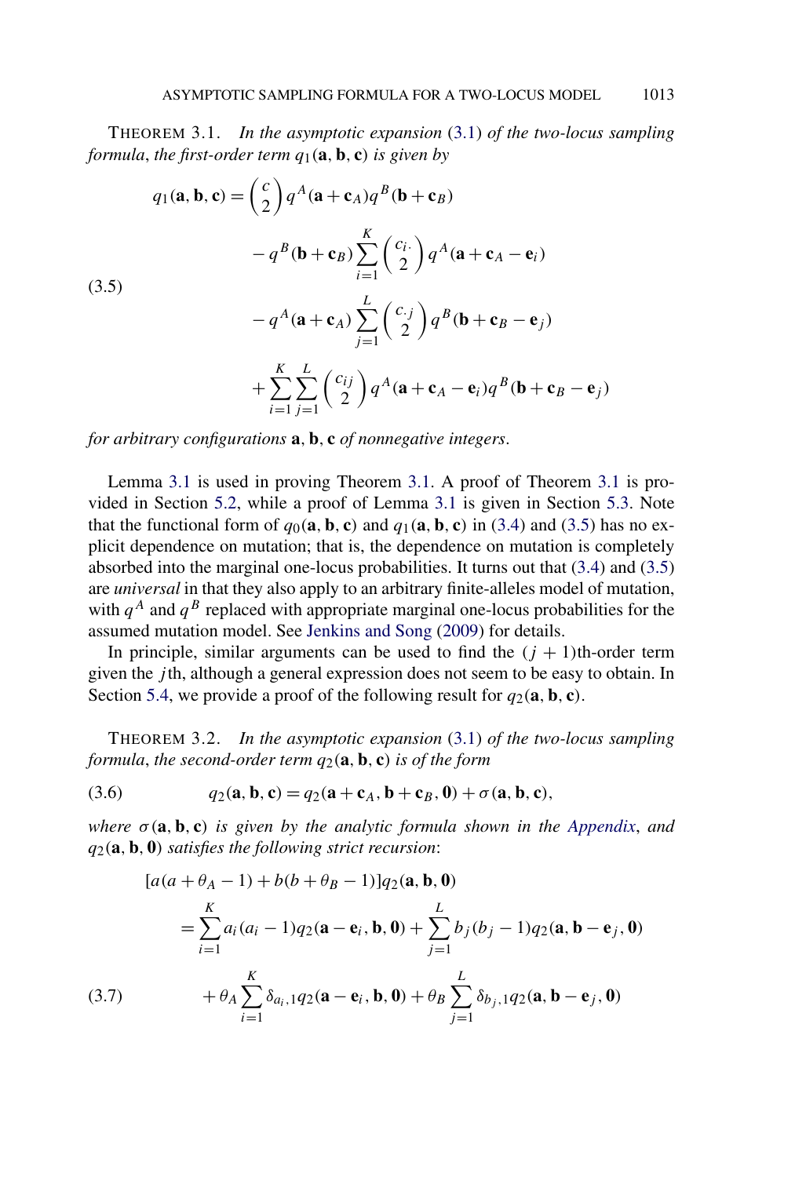THEOREM 3.1. *In the asymptotic expansion* (3.1) *of the two-locus sampling formula*, *the first-order term* $q_1(\mathbf{a}, \mathbf{b}, \mathbf{c})$ *is given by*

$$
\begin{aligned}
q_1(\mathbf{a}, \mathbf{b}, \mathbf{c}) &= \binom{c}{2} q^A(\mathbf{a} + \mathbf{c}_A) q^B(\mathbf{b} + \mathbf{c}_B) \\
&\quad - q^B(\mathbf{b} + \mathbf{c}_B) \sum_{i=1}^{K} \binom{c_{i\cdot}}{2} q^A(\mathbf{a} + \mathbf{c}_A - \mathbf{e}_i) \\
&\quad - q^A(\mathbf{a} + \mathbf{c}_A) \sum_{j=1}^{L} \binom{c_{\cdot j}}{2} q^B(\mathbf{b} + \mathbf{c}_B - \mathbf{e}_j) \\
&\quad + \sum_{i=1}^{K} \sum_{j=1}^{L} \binom{c_{ij}}{2} q^A(\mathbf{a} + \mathbf{c}_A - \mathbf{e}_i) q^B(\mathbf{b} + \mathbf{c}_B - \mathbf{e}_j)
\end{aligned} \tag{3.5}
$$

*for arbitrary configurations* $\mathbf{a}, \mathbf{b}, \mathbf{c}$ *of nonnegative integers*.

Lemma 3.1 is used in proving Theorem 3.1. A proof of Theorem 3.1 is provided in Section 5.2, while a proof of Lemma 3.1 is given in Section 5.3. Note that the functional form of $q_0(\mathbf{a}, \mathbf{b}, \mathbf{c})$ and $q_1(\mathbf{a}, \mathbf{b}, \mathbf{c})$ in (3.4) and (3.5) has no explicit dependence on mutation; that is, the dependence on mutation is completely absorbed into the marginal one-locus probabilities. It turns out that (3.4) and (3.5) are *universal* in that they also apply to an arbitrary finite-alleles model of mutation, with $q^A$ and $q^B$ replaced with appropriate marginal one-locus probabilities for the assumed mutation model. See Jenkins and Song (2009) for details.

In principle, similar arguments can be used to find the $(j + 1)$th-order term given the $j$th, although a general expression does not seem to be easy to obtain. In Section 5.4, we provide a proof of the following result for $q_2(\mathbf{a}, \mathbf{b}, \mathbf{c})$.

THEOREM 3.2. *In the asymptotic expansion* (3.1) *of the two-locus sampling formula*, *the second-order term* $q_2(\mathbf{a}, \mathbf{b}, \mathbf{c})$ *is of the form*

$$
q_2(\mathbf{a}, \mathbf{b}, \mathbf{c}) = q_2(\mathbf{a} + \mathbf{c}_A, \mathbf{b} + \mathbf{c}_B, \mathbf{0}) + \sigma(\mathbf{a}, \mathbf{b}, \mathbf{c}), \tag{3.6}
$$

*where* $\sigma(\mathbf{a}, \mathbf{b}, \mathbf{c})$ *is given by the analytic formula shown in the Appendix*, *and* $q_2(\mathbf{a}, \mathbf{b}, \mathbf{0})$ *satisfies the following strict recursion*:

$$
\begin{aligned}
&[a(a + \theta_A - 1) + b(b + \theta_B - 1)] q_2(\mathbf{a}, \mathbf{b}, \mathbf{0}) \\
&\quad = \sum_{i=1}^{K} a_i(a_i - 1) q_2(\mathbf{a} - \mathbf{e}_i, \mathbf{b}, \mathbf{0}) + \sum_{j=1}^{L} b_j(b_j - 1) q_2(\mathbf{a}, \mathbf{b} - \mathbf{e}_j, \mathbf{0}) \\
&\qquad + \theta_A \sum_{i=1}^{K} \delta_{a_i,1} q_2(\mathbf{a} - \mathbf{e}_i, \mathbf{b}, \mathbf{0}) + \theta_B \sum_{j=1}^{L} \delta_{b_j,1} q_2(\mathbf{a}, \mathbf{b} - \mathbf{e}_j, \mathbf{0})
\end{aligned} \tag{3.7}
$$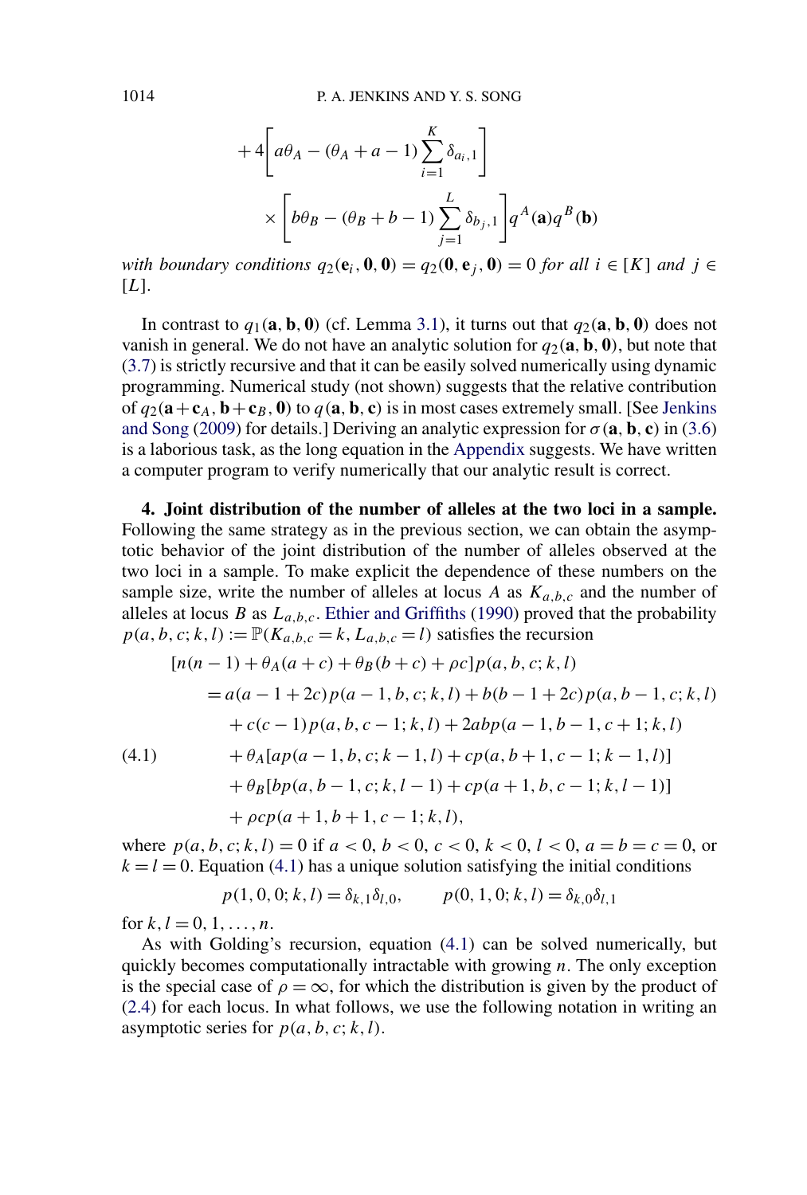$$
+4\left[a\theta_A - (\theta_A + a - 1)\sum_{i=1}^{K}\delta_{a_i,1}\right]
$$

$$
\times\left[b\theta_B - (\theta_B + b - 1)\sum_{j=1}^{L}\delta_{b_j,1}\right] q^A(\mathbf{a}) q^B(\mathbf{b})
$$

*with boundary conditions* $q_2(\mathbf{e}_i, \mathbf{0}, \mathbf{0}) = q_2(\mathbf{0}, \mathbf{e}_j, \mathbf{0}) = 0$ *for all* $i \in [K]$ *and* $j \in [L]$.

In contrast to $q_1(\mathbf{a}, \mathbf{b}, \mathbf{0})$ (cf. Lemma 3.1), it turns out that $q_2(\mathbf{a}, \mathbf{b}, \mathbf{0})$ does not vanish in general. We do not have an analytic solution for $q_2(\mathbf{a}, \mathbf{b}, \mathbf{0})$, but note that (3.7) is strictly recursive and that it can be easily solved numerically using dynamic programming. Numerical study (not shown) suggests that the relative contribution of $q_2(\mathbf{a}+\mathbf{c}_A, \mathbf{b}+\mathbf{c}_B, \mathbf{0})$ to $q(\mathbf{a}, \mathbf{b}, \mathbf{c})$ is in most cases extremely small. [See Jenkins and Song (2009) for details.] Deriving an analytic expression for $\sigma(\mathbf{a}, \mathbf{b}, \mathbf{c})$ in (3.6) is a laborious task, as the long equation in the Appendix suggests. We have written a computer program to verify numerically that our analytic result is correct.

**4. Joint distribution of the number of alleles at the two loci in a sample.** Following the same strategy as in the previous section, we can obtain the asymptotic behavior of the joint distribution of the number of alleles observed at the two loci in a sample. To make explicit the dependence of these numbers on the sample size, write the number of alleles at locus $A$ as $K_{a,b,c}$ and the number of alleles at locus $B$ as $L_{a,b,c}$. Ethier and Griffiths (1990) proved that the probability $p(a, b, c; k, l) := \mathbb{P}(K_{a,b,c} = k, L_{a,b,c} = l)$ satisfies the recursion

$$
\begin{aligned}
&[n(n-1) + \theta_A(a+c) + \theta_B(b+c) + \rho c]p(a,b,c;k,l) \\
&\quad = a(a-1+2c)p(a-1,b,c;k,l) + b(b-1+2c)p(a,b-1,c;k,l) \\
&\qquad + c(c-1)p(a,b,c-1;k,l) + 2abp(a-1,b-1,c+1;k,l) \\
&\qquad + \theta_A[ap(a-1,b,c;k-1,l) + cp(a,b+1,c-1;k-1,l)] \\
&\qquad + \theta_B[bp(a,b-1,c;k,l-1) + cp(a+1,b,c-1;k,l-1)] \\
&\qquad + \rho cp(a+1,b+1,c-1;k,l),
\end{aligned} \tag{4.1}
$$

where $p(a, b, c; k, l) = 0$ if $a < 0$, $b < 0$, $c < 0$, $k < 0$, $l < 0$, $a = b = c = 0$, or $k = l = 0$. Equation (4.1) has a unique solution satisfying the initial conditions

$$
p(1,0,0;k,l) = \delta_{k,1}\delta_{l,0}, \qquad p(0,1,0;k,l) = \delta_{k,0}\delta_{l,1}
$$

for $k, l = 0, 1, \ldots, n$.

As with Golding's recursion, equation (4.1) can be solved numerically, but quickly becomes computationally intractable with growing $n$. The only exception is the special case of $\rho = \infty$, for which the distribution is given by the product of (2.4) for each locus. In what follows, we use the following notation in writing an asymptotic series for $p(a, b, c; k, l)$.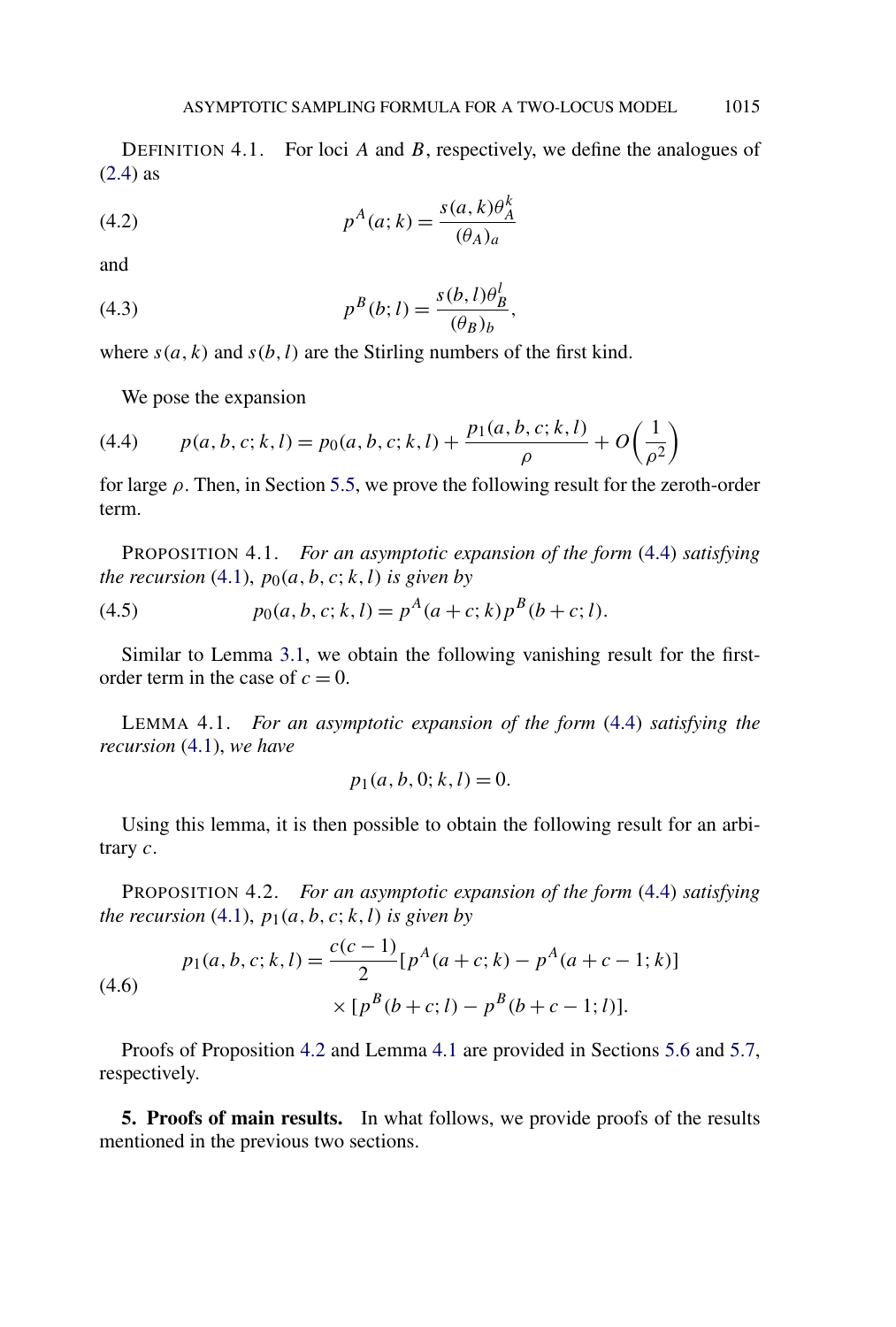DEFINITION 4.1. For loci $A$ and $B$, respectively, we define the analogues of (2.4) as

$$p^A(a;k) = \frac{s(a,k)\theta_A^k}{(\theta_A)_a} \tag{4.2}$$

and

$$p^B(b;l) = \frac{s(b,l)\theta_B^l}{(\theta_B)_b}, \tag{4.3}$$

where $s(a,k)$ and $s(b,l)$ are the Stirling numbers of the first kind.

We pose the expansion

$$p(a,b,c;k,l) = p_0(a,b,c;k,l) + \frac{p_1(a,b,c;k,l)}{\rho} + O\left(\frac{1}{\rho^2}\right) \tag{4.4}$$

for large $\rho$. Then, in Section 5.5, we prove the following result for the zeroth-order term.

PROPOSITION 4.1. *For an asymptotic expansion of the form* (4.4) *satisfying the recursion* (4.1), $p_0(a,b,c;k,l)$ *is given by*

$$p_0(a,b,c;k,l) = p^A(a+c;k)p^B(b+c;l). \tag{4.5}$$

Similar to Lemma 3.1, we obtain the following vanishing result for the first-order term in the case of $c = 0$.

LEMMA 4.1. *For an asymptotic expansion of the form* (4.4) *satisfying the recursion* (4.1), *we have*

$$p_1(a,b,0;k,l) = 0.$$

Using this lemma, it is then possible to obtain the following result for an arbitrary $c$.

PROPOSITION 4.2. *For an asymptotic expansion of the form* (4.4) *satisfying the recursion* (4.1), $p_1(a,b,c;k,l)$ *is given by*

$$\begin{aligned} p_1(a,b,c;k,l) = {} & \frac{c(c-1)}{2}[p^A(a+c;k) - p^A(a+c-1;k)] \\ & \times [p^B(b+c;l) - p^B(b+c-1;l)]. \end{aligned} \tag{4.6}$$

Proofs of Proposition 4.2 and Lemma 4.1 are provided in Sections 5.6 and 5.7, respectively.

**5. Proofs of main results.** In what follows, we provide proofs of the results mentioned in the previous two sections.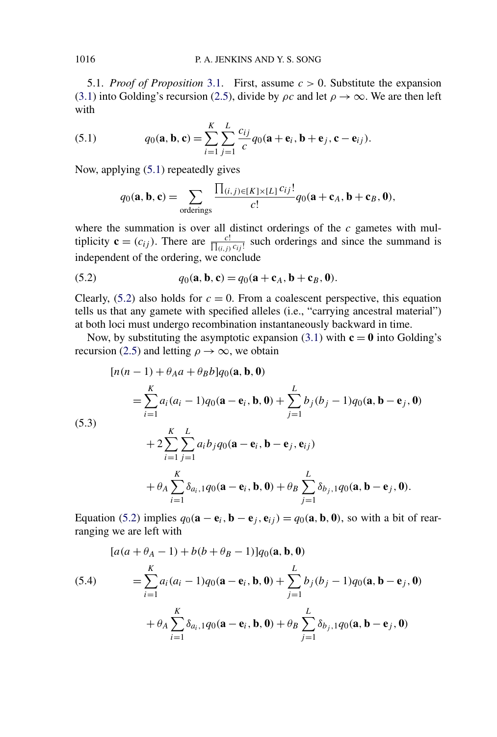5.1. *Proof of Proposition* 3.1. First, assume $c > 0$. Substitute the expansion (3.1) into Golding's recursion (2.5), divide by $\rho c$ and let $\rho \to \infty$. We are then left with

$$q_0(\mathbf{a}, \mathbf{b}, \mathbf{c}) = \sum_{i=1}^{K} \sum_{j=1}^{L} \frac{c_{ij}}{c} q_0(\mathbf{a} + \mathbf{e}_i, \mathbf{b} + \mathbf{e}_j, \mathbf{c} - \mathbf{e}_{ij}). \tag{5.1}$$

Now, applying (5.1) repeatedly gives

$$q_0(\mathbf{a}, \mathbf{b}, \mathbf{c}) = \sum_{\text{orderings}} \frac{\prod_{(i,j) \in [K] \times [L]} c_{ij}!}{c!} q_0(\mathbf{a} + \mathbf{c}_A, \mathbf{b} + \mathbf{c}_B, \mathbf{0}),$$

where the summation is over all distinct orderings of the $c$ gametes with multiplicity $\mathbf{c} = (c_{ij})$. There are $\frac{c!}{\prod_{(i,j)} c_{ij}!}$ such orderings and since the summand is independent of the ordering, we conclude

$$q_0(\mathbf{a}, \mathbf{b}, \mathbf{c}) = q_0(\mathbf{a} + \mathbf{c}_A, \mathbf{b} + \mathbf{c}_B, \mathbf{0}). \tag{5.2}$$

Clearly, (5.2) also holds for $c = 0$. From a coalescent perspective, this equation tells us that any gamete with specified alleles (i.e., "carrying ancestral material") at both loci must undergo recombination instantaneously backward in time.

Now, by substituting the asymptotic expansion (3.1) with $\mathbf{c} = \mathbf{0}$ into Golding's recursion (2.5) and letting $\rho \to \infty$, we obtain

$$\begin{aligned}
&[n(n-1) + \theta_A a + \theta_B b] q_0(\mathbf{a}, \mathbf{b}, \mathbf{0}) \\
&\quad = \sum_{i=1}^{K} a_i(a_i - 1) q_0(\mathbf{a} - \mathbf{e}_i, \mathbf{b}, \mathbf{0}) + \sum_{j=1}^{L} b_j(b_j - 1) q_0(\mathbf{a}, \mathbf{b} - \mathbf{e}_j, \mathbf{0}) \\
&\qquad + 2 \sum_{i=1}^{K} \sum_{j=1}^{L} a_i b_j q_0(\mathbf{a} - \mathbf{e}_i, \mathbf{b} - \mathbf{e}_j, \mathbf{e}_{ij}) \\
&\qquad + \theta_A \sum_{i=1}^{K} \delta_{a_i,1} q_0(\mathbf{a} - \mathbf{e}_i, \mathbf{b}, \mathbf{0}) + \theta_B \sum_{j=1}^{L} \delta_{b_j,1} q_0(\mathbf{a}, \mathbf{b} - \mathbf{e}_j, \mathbf{0}).
\end{aligned} \tag{5.3}$$

Equation (5.2) implies $q_0(\mathbf{a} - \mathbf{e}_i, \mathbf{b} - \mathbf{e}_j, \mathbf{e}_{ij}) = q_0(\mathbf{a}, \mathbf{b}, \mathbf{0})$, so with a bit of rearranging we are left with

$$\begin{aligned}
&[a(a + \theta_A - 1) + b(b + \theta_B - 1)] q_0(\mathbf{a}, \mathbf{b}, \mathbf{0}) \\
&\quad = \sum_{i=1}^{K} a_i(a_i - 1) q_0(\mathbf{a} - \mathbf{e}_i, \mathbf{b}, \mathbf{0}) + \sum_{j=1}^{L} b_j(b_j - 1) q_0(\mathbf{a}, \mathbf{b} - \mathbf{e}_j, \mathbf{0}) \\
&\qquad + \theta_A \sum_{i=1}^{K} \delta_{a_i,1} q_0(\mathbf{a} - \mathbf{e}_i, \mathbf{b}, \mathbf{0}) + \theta_B \sum_{j=1}^{L} \delta_{b_j,1} q_0(\mathbf{a}, \mathbf{b} - \mathbf{e}_j, \mathbf{0})
\end{aligned} \tag{5.4}$$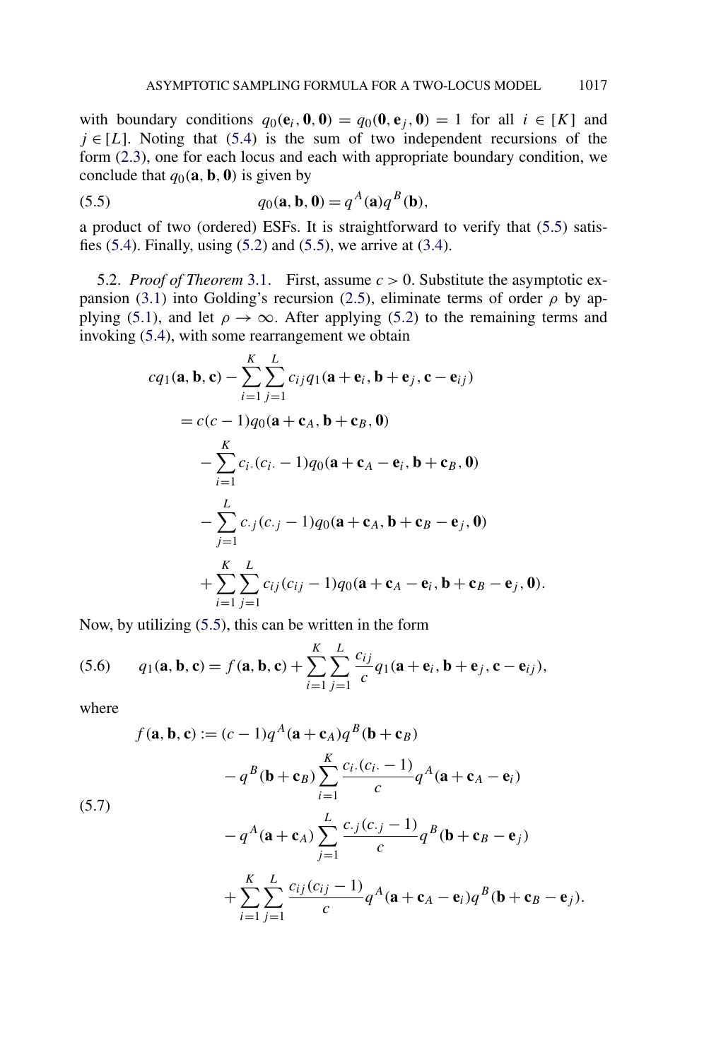with boundary conditions $q_0(\mathbf{e}_i, \mathbf{0}, \mathbf{0}) = q_0(\mathbf{0}, \mathbf{e}_j, \mathbf{0}) = 1$ for all $i \in [K]$ and $j \in [L]$. Noting that (5.4) is the sum of two independent recursions of the form (2.3), one for each locus and each with appropriate boundary condition, we conclude that $q_0(\mathbf{a}, \mathbf{b}, \mathbf{0})$ is given by

$$q_0(\mathbf{a}, \mathbf{b}, \mathbf{0}) = q^A(\mathbf{a}) q^B(\mathbf{b}), \tag{5.5}$$

a product of two (ordered) ESFs. It is straightforward to verify that (5.5) satisfies (5.4). Finally, using (5.2) and (5.5), we arrive at (3.4).

5.2. *Proof of Theorem* 3.1. First, assume $c > 0$. Substitute the asymptotic expansion (3.1) into Golding's recursion (2.5), eliminate terms of order $\rho$ by applying (5.1), and let $\rho \to \infty$. After applying (5.2) to the remaining terms and invoking (5.4), with some rearrangement we obtain

$$
\begin{aligned}
c q_1(\mathbf{a}, \mathbf{b}, \mathbf{c}) &- \sum_{i=1}^{K} \sum_{j=1}^{L} c_{ij} q_1(\mathbf{a} + \mathbf{e}_i, \mathbf{b} + \mathbf{e}_j, \mathbf{c} - \mathbf{e}_{ij}) \\
&= c(c-1) q_0(\mathbf{a} + \mathbf{c}_A, \mathbf{b} + \mathbf{c}_B, \mathbf{0}) \\
&\quad - \sum_{i=1}^{K} c_{i\cdot}(c_{i\cdot} - 1) q_0(\mathbf{a} + \mathbf{c}_A - \mathbf{e}_i, \mathbf{b} + \mathbf{c}_B, \mathbf{0}) \\
&\quad - \sum_{j=1}^{L} c_{\cdot j}(c_{\cdot j} - 1) q_0(\mathbf{a} + \mathbf{c}_A, \mathbf{b} + \mathbf{c}_B - \mathbf{e}_j, \mathbf{0}) \\
&\quad + \sum_{i=1}^{K} \sum_{j=1}^{L} c_{ij}(c_{ij} - 1) q_0(\mathbf{a} + \mathbf{c}_A - \mathbf{e}_i, \mathbf{b} + \mathbf{c}_B - \mathbf{e}_j, \mathbf{0}).
\end{aligned}
$$

Now, by utilizing (5.5), this can be written in the form

$$q_1(\mathbf{a}, \mathbf{b}, \mathbf{c}) = f(\mathbf{a}, \mathbf{b}, \mathbf{c}) + \sum_{i=1}^{K} \sum_{j=1}^{L} \frac{c_{ij}}{c} q_1(\mathbf{a} + \mathbf{e}_i, \mathbf{b} + \mathbf{e}_j, \mathbf{c} - \mathbf{e}_{ij}), \tag{5.6}$$

where

$$
\begin{aligned}
f(\mathbf{a}, \mathbf{b}, \mathbf{c}) &:= (c-1) q^A(\mathbf{a} + \mathbf{c}_A) q^B(\mathbf{b} + \mathbf{c}_B) \\
&\quad - q^B(\mathbf{b} + \mathbf{c}_B) \sum_{i=1}^{K} \frac{c_{i\cdot}(c_{i\cdot} - 1)}{c} q^A(\mathbf{a} + \mathbf{c}_A - \mathbf{e}_i) \\
&\quad - q^A(\mathbf{a} + \mathbf{c}_A) \sum_{j=1}^{L} \frac{c_{\cdot j}(c_{\cdot j} - 1)}{c} q^B(\mathbf{b} + \mathbf{c}_B - \mathbf{e}_j) \\
&\quad + \sum_{i=1}^{K} \sum_{j=1}^{L} \frac{c_{ij}(c_{ij} - 1)}{c} q^A(\mathbf{a} + \mathbf{c}_A - \mathbf{e}_i) q^B(\mathbf{b} + \mathbf{c}_B - \mathbf{e}_j).
\end{aligned} \tag{5.7}
$$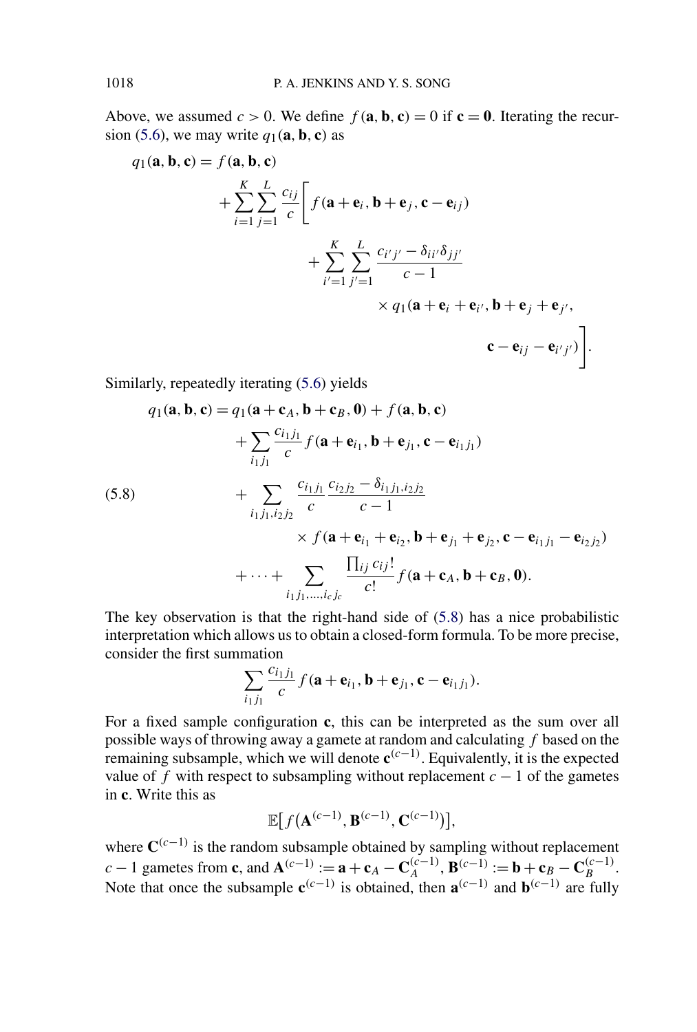Above, we assumed $c > 0$. We define $f(\mathbf{a}, \mathbf{b}, \mathbf{c}) = 0$ if $\mathbf{c} = \mathbf{0}$. Iterating the recursion (5.6), we may write $q_1(\mathbf{a}, \mathbf{b}, \mathbf{c})$ as

$$
\begin{aligned}
q_1(\mathbf{a}, \mathbf{b}, \mathbf{c}) = f(\mathbf{a}, \mathbf{b}, \mathbf{c}) &+ \sum_{i=1}^{K} \sum_{j=1}^{L} \frac{c_{ij}}{c} \Bigg[ f(\mathbf{a} + \mathbf{e}_i, \mathbf{b} + \mathbf{e}_j, \mathbf{c} - \mathbf{e}_{ij}) \\
&+ \sum_{i'=1}^{K} \sum_{j'=1}^{L} \frac{c_{i'j'} - \delta_{ii'}\delta_{jj'}}{c-1} \\
&\times q_1(\mathbf{a} + \mathbf{e}_i + \mathbf{e}_{i'}, \mathbf{b} + \mathbf{e}_j + \mathbf{e}_{j'}, \\
&\qquad \mathbf{c} - \mathbf{e}_{ij} - \mathbf{e}_{i'j'}) \Bigg].
\end{aligned}
$$

Similarly, repeatedly iterating (5.6) yields

$$
\begin{aligned}
q_1(\mathbf{a}, \mathbf{b}, \mathbf{c}) = q_1(\mathbf{a} + \mathbf{c}_A, \mathbf{b} + \mathbf{c}_B, \mathbf{0}) &+ f(\mathbf{a}, \mathbf{b}, \mathbf{c}) \\
&+ \sum_{i_1 j_1} \frac{c_{i_1 j_1}}{c} f(\mathbf{a} + \mathbf{e}_{i_1}, \mathbf{b} + \mathbf{e}_{j_1}, \mathbf{c} - \mathbf{e}_{i_1 j_1}) \\
&+ \sum_{i_1 j_1, i_2 j_2} \frac{c_{i_1 j_1}}{c} \frac{c_{i_2 j_2} - \delta_{i_1 j_1, i_2 j_2}}{c-1} \\
&\quad \times f(\mathbf{a} + \mathbf{e}_{i_1} + \mathbf{e}_{i_2}, \mathbf{b} + \mathbf{e}_{j_1} + \mathbf{e}_{j_2}, \mathbf{c} - \mathbf{e}_{i_1 j_1} - \mathbf{e}_{i_2 j_2}) \\
&+ \cdots + \sum_{i_1 j_1, \ldots, i_c j_c} \frac{\prod_{ij} c_{ij}!}{c!} f(\mathbf{a} + \mathbf{c}_A, \mathbf{b} + \mathbf{c}_B, \mathbf{0}).
\end{aligned}
\tag{5.8}
$$

The key observation is that the right-hand side of (5.8) has a nice probabilistic interpretation which allows us to obtain a closed-form formula. To be more precise, consider the first summation

$$
\sum_{i_1 j_1} \frac{c_{i_1 j_1}}{c} f(\mathbf{a} + \mathbf{e}_{i_1}, \mathbf{b} + \mathbf{e}_{j_1}, \mathbf{c} - \mathbf{e}_{i_1 j_1}).
$$

For a fixed sample configuration $\mathbf{c}$, this can be interpreted as the sum over all possible ways of throwing away a gamete at random and calculating $f$ based on the remaining subsample, which we will denote $\mathbf{c}^{(c-1)}$. Equivalently, it is the expected value of $f$ with respect to subsampling without replacement $c-1$ of the gametes in $\mathbf{c}$. Write this as

$$
\mathbb{E}\big[f\big(\mathbf{A}^{(c-1)}, \mathbf{B}^{(c-1)}, \mathbf{C}^{(c-1)}\big)\big],
$$

where $\mathbf{C}^{(c-1)}$ is the random subsample obtained by sampling without replacement $c-1$ gametes from $\mathbf{c}$, and $\mathbf{A}^{(c-1)} := \mathbf{a} + \mathbf{c}_A - \mathbf{C}_A^{(c-1)}$, $\mathbf{B}^{(c-1)} := \mathbf{b} + \mathbf{c}_B - \mathbf{C}_B^{(c-1)}$. Note that once the subsample $\mathbf{c}^{(c-1)}$ is obtained, then $\mathbf{a}^{(c-1)}$ and $\mathbf{b}^{(c-1)}$ are fully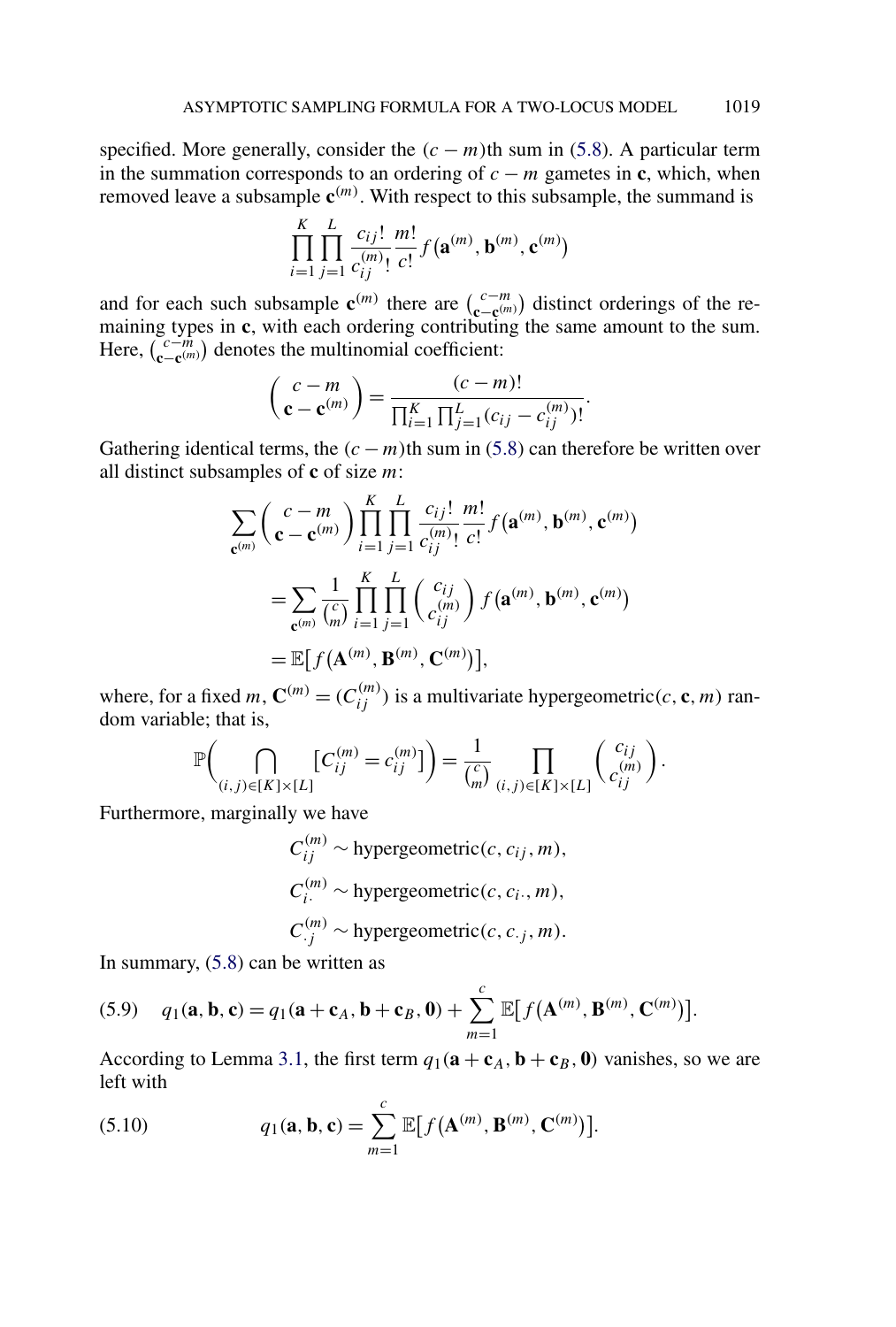specified. More generally, consider the $(c - m)$th sum in (5.8). A particular term in the summation corresponds to an ordering of $c - m$ gametes in $\mathbf{c}$, which, when removed leave a subsample $\mathbf{c}^{(m)}$. With respect to this subsample, the summand is

$$\prod_{i=1}^{K} \prod_{j=1}^{L} \frac{c_{ij}!}{c_{ij}^{(m)}!} \frac{m!}{c!} f\big(\mathbf{a}^{(m)}, \mathbf{b}^{(m)}, \mathbf{c}^{(m)}\big)$$

and for each such subsample $\mathbf{c}^{(m)}$ there are $\binom{c-m}{\mathbf{c}-\mathbf{c}^{(m)}}$ distinct orderings of the remaining types in $\mathbf{c}$, with each ordering contributing the same amount to the sum. Here, $\binom{c-m}{\mathbf{c}-\mathbf{c}^{(m)}}$ denotes the multinomial coefficient:

$$\binom{c-m}{\mathbf{c}-\mathbf{c}^{(m)}} = \frac{(c-m)!}{\prod_{i=1}^{K} \prod_{j=1}^{L} (c_{ij} - c_{ij}^{(m)})!}.$$

Gathering identical terms, the $(c - m)$th sum in (5.8) can therefore be written over all distinct subsamples of $\mathbf{c}$ of size $m$:

$$\begin{aligned}
&\sum_{\mathbf{c}^{(m)}} \binom{c-m}{\mathbf{c}-\mathbf{c}^{(m)}} \prod_{i=1}^{K} \prod_{j=1}^{L} \frac{c_{ij}!}{c_{ij}^{(m)}!} \frac{m!}{c!} f\big(\mathbf{a}^{(m)}, \mathbf{b}^{(m)}, \mathbf{c}^{(m)}\big) \\
&\quad = \sum_{\mathbf{c}^{(m)}} \frac{1}{\binom{c}{m}} \prod_{i=1}^{K} \prod_{j=1}^{L} \binom{c_{ij}}{c_{ij}^{(m)}} f\big(\mathbf{a}^{(m)}, \mathbf{b}^{(m)}, \mathbf{c}^{(m)}\big) \\
&\quad = \mathbb{E}\big[f\big(\mathbf{A}^{(m)}, \mathbf{B}^{(m)}, \mathbf{C}^{(m)}\big)\big],
\end{aligned}$$

where, for a fixed $m$, $\mathbf{C}^{(m)} = (C_{ij}^{(m)})$ is a multivariate hypergeometric$(c, \mathbf{c}, m)$ random variable; that is,

$$\mathbb{P}\bigg(\bigcap_{(i,j)\in[K]\times[L]} \big[C_{ij}^{(m)} = c_{ij}^{(m)}\big]\bigg) = \frac{1}{\binom{c}{m}} \prod_{(i,j)\in[K]\times[L]} \binom{c_{ij}}{c_{ij}^{(m)}}.$$

Furthermore, marginally we have

$$\begin{aligned}
C_{ij}^{(m)} &\sim \text{hypergeometric}(c, c_{ij}, m), \\
C_{i\cdot}^{(m)} &\sim \text{hypergeometric}(c, c_{i\cdot}, m), \\
C_{\cdot j}^{(m)} &\sim \text{hypergeometric}(c, c_{\cdot j}, m).
\end{aligned}$$

In summary, (5.8) can be written as

$$q_1(\mathbf{a}, \mathbf{b}, \mathbf{c}) = q_1(\mathbf{a} + \mathbf{c}_A, \mathbf{b} + \mathbf{c}_B, \mathbf{0}) + \sum_{m=1}^{c} \mathbb{E}\big[f\big(\mathbf{A}^{(m)}, \mathbf{B}^{(m)}, \mathbf{C}^{(m)}\big)\big]. \tag{5.9}$$

According to Lemma 3.1, the first term $q_1(\mathbf{a} + \mathbf{c}_A, \mathbf{b} + \mathbf{c}_B, \mathbf{0})$ vanishes, so we are left with

$$q_1(\mathbf{a}, \mathbf{b}, \mathbf{c}) = \sum_{m=1}^{c} \mathbb{E}\big[f\big(\mathbf{A}^{(m)}, \mathbf{B}^{(m)}, \mathbf{C}^{(m)}\big)\big]. \tag{5.10}$$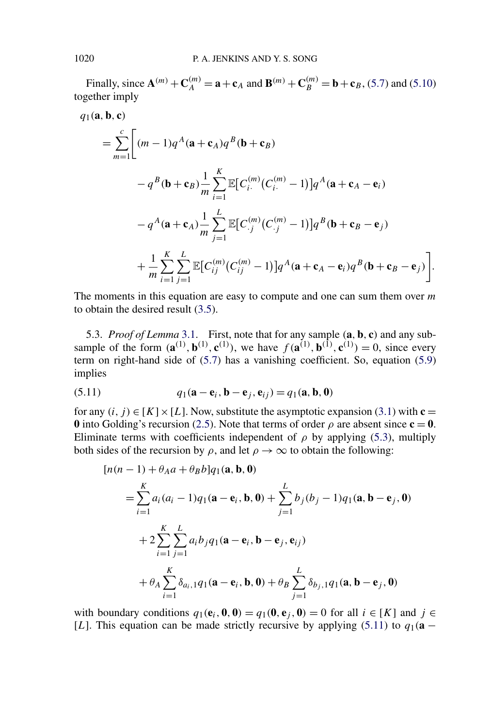Finally, since $\mathbf{A}^{(m)} + \mathbf{C}_A^{(m)} = \mathbf{a} + \mathbf{c}_A$ and $\mathbf{B}^{(m)} + \mathbf{C}_B^{(m)} = \mathbf{b} + \mathbf{c}_B$, (5.7) and (5.10) together imply

$$
\begin{aligned}
q_1(\mathbf{a}, \mathbf{b}, \mathbf{c})
&= \sum_{m=1}^{c} \Bigg[ (m-1) q^A(\mathbf{a} + \mathbf{c}_A) q^B(\mathbf{b} + \mathbf{c}_B) \\
&\qquad - q^B(\mathbf{b} + \mathbf{c}_B) \frac{1}{m} \sum_{i=1}^{K} \mathbb{E}\big[C_{i\cdot}^{(m)}\big(C_{i\cdot}^{(m)} - 1\big)\big] q^A(\mathbf{a} + \mathbf{c}_A - \mathbf{e}_i) \\
&\qquad - q^A(\mathbf{a} + \mathbf{c}_A) \frac{1}{m} \sum_{j=1}^{L} \mathbb{E}\big[C_{\cdot j}^{(m)}\big(C_{\cdot j}^{(m)} - 1\big)\big] q^B(\mathbf{b} + \mathbf{c}_B - \mathbf{e}_j) \\
&\qquad + \frac{1}{m} \sum_{i=1}^{K} \sum_{j=1}^{L} \mathbb{E}\big[C_{ij}^{(m)}\big(C_{ij}^{(m)} - 1\big)\big] q^A(\mathbf{a} + \mathbf{c}_A - \mathbf{e}_i) q^B(\mathbf{b} + \mathbf{c}_B - \mathbf{e}_j) \Bigg].
\end{aligned}
$$

The moments in this equation are easy to compute and one can sum them over $m$ to obtain the desired result (3.5).

5.3. *Proof of Lemma* 3.1. First, note that for any sample $(\mathbf{a}, \mathbf{b}, \mathbf{c})$ and any subsample of the form $(\mathbf{a}^{(1)}, \mathbf{b}^{(1)}, \mathbf{c}^{(1)})$, we have $f(\mathbf{a}^{(1)}, \mathbf{b}^{(1)}, \mathbf{c}^{(1)}) = 0$, since every term on right-hand side of (5.7) has a vanishing coefficient. So, equation (5.9) implies

$$
q_1(\mathbf{a} - \mathbf{e}_i, \mathbf{b} - \mathbf{e}_j, \mathbf{e}_{ij}) = q_1(\mathbf{a}, \mathbf{b}, \mathbf{0}) \tag{5.11}
$$

for any $(i, j) \in [K] \times [L]$. Now, substitute the asymptotic expansion (3.1) with $\mathbf{c} = \mathbf{0}$ into Golding's recursion (2.5). Note that terms of order $\rho$ are absent since $\mathbf{c} = \mathbf{0}$. Eliminate terms with coefficients independent of $\rho$ by applying (5.3), multiply both sides of the recursion by $\rho$, and let $\rho \to \infty$ to obtain the following:

$$
\begin{aligned}
&[n(n-1) + \theta_A a + \theta_B b] q_1(\mathbf{a}, \mathbf{b}, \mathbf{0}) \\
&\quad = \sum_{i=1}^{K} a_i(a_i - 1) q_1(\mathbf{a} - \mathbf{e}_i, \mathbf{b}, \mathbf{0}) + \sum_{j=1}^{L} b_j(b_j - 1) q_1(\mathbf{a}, \mathbf{b} - \mathbf{e}_j, \mathbf{0}) \\
&\qquad + 2 \sum_{i=1}^{K} \sum_{j=1}^{L} a_i b_j q_1(\mathbf{a} - \mathbf{e}_i, \mathbf{b} - \mathbf{e}_j, \mathbf{e}_{ij}) \\
&\qquad + \theta_A \sum_{i=1}^{K} \delta_{a_i,1} q_1(\mathbf{a} - \mathbf{e}_i, \mathbf{b}, \mathbf{0}) + \theta_B \sum_{j=1}^{L} \delta_{b_j,1} q_1(\mathbf{a}, \mathbf{b} - \mathbf{e}_j, \mathbf{0})
\end{aligned}
$$

with boundary conditions $q_1(\mathbf{e}_i, \mathbf{0}, \mathbf{0}) = q_1(\mathbf{0}, \mathbf{e}_j, \mathbf{0}) = 0$ for all $i \in [K]$ and $j \in [L]$. This equation can be made strictly recursive by applying (5.11) to $q_1(\mathbf{a} -$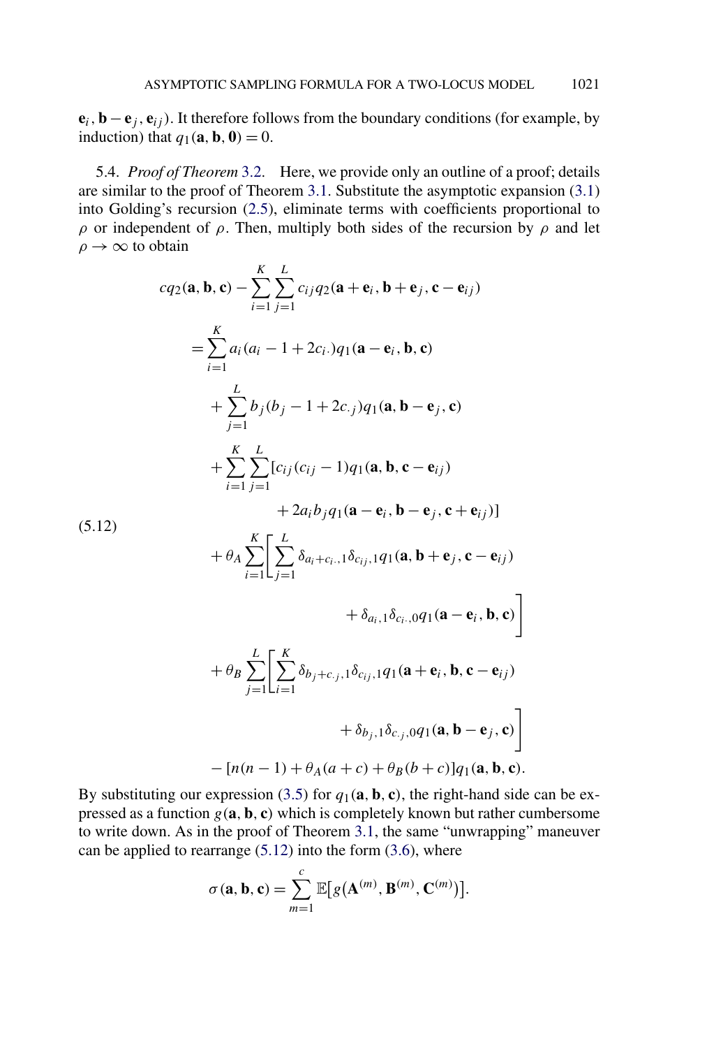$\mathbf{e}_i, \mathbf{b} - \mathbf{e}_j, \mathbf{e}_{ij})$. It therefore follows from the boundary conditions (for example, by induction) that $q_1(\mathbf{a}, \mathbf{b}, \mathbf{0}) = 0$.

5.4. *Proof of Theorem* 3.2. Here, we provide only an outline of a proof; details are similar to the proof of Theorem 3.1. Substitute the asymptotic expansion (3.1) into Golding's recursion (2.5), eliminate terms with coefficients proportional to $\rho$ or independent of $\rho$. Then, multiply both sides of the recursion by $\rho$ and let $\rho \to \infty$ to obtain

$$
\begin{aligned}
cq_2(\mathbf{a}, \mathbf{b}, \mathbf{c}) &- \sum_{i=1}^{K} \sum_{j=1}^{L} c_{ij} q_2(\mathbf{a} + \mathbf{e}_i, \mathbf{b} + \mathbf{e}_j, \mathbf{c} - \mathbf{e}_{ij}) \\
&= \sum_{i=1}^{K} a_i(a_i - 1 + 2c_{i\cdot}) q_1(\mathbf{a} - \mathbf{e}_i, \mathbf{b}, \mathbf{c}) \\
&\quad + \sum_{j=1}^{L} b_j(b_j - 1 + 2c_{\cdot j}) q_1(\mathbf{a}, \mathbf{b} - \mathbf{e}_j, \mathbf{c}) \\
&\quad + \sum_{i=1}^{K} \sum_{j=1}^{L} [c_{ij}(c_{ij} - 1) q_1(\mathbf{a}, \mathbf{b}, \mathbf{c} - \mathbf{e}_{ij}) \\
&\qquad\qquad + 2a_i b_j q_1(\mathbf{a} - \mathbf{e}_i, \mathbf{b} - \mathbf{e}_j, \mathbf{c} + \mathbf{e}_{ij})] \\
&\quad + \theta_A \sum_{i=1}^{K} \Biggl[ \sum_{j=1}^{L} \delta_{a_i + c_{i\cdot}, 1} \delta_{c_{ij}, 1} q_1(\mathbf{a}, \mathbf{b} + \mathbf{e}_j, \mathbf{c} - \mathbf{e}_{ij}) \\
&\qquad\qquad + \delta_{a_i, 1} \delta_{c_{i\cdot}, 0} q_1(\mathbf{a} - \mathbf{e}_i, \mathbf{b}, \mathbf{c}) \Biggr] \\
&\quad + \theta_B \sum_{j=1}^{L} \Biggl[ \sum_{i=1}^{K} \delta_{b_j + c_{\cdot j}, 1} \delta_{c_{ij}, 1} q_1(\mathbf{a} + \mathbf{e}_i, \mathbf{b}, \mathbf{c} - \mathbf{e}_{ij}) \\
&\qquad\qquad + \delta_{b_j, 1} \delta_{c_{\cdot j}, 0} q_1(\mathbf{a}, \mathbf{b} - \mathbf{e}_j, \mathbf{c}) \Biggr] \\
&\quad - [n(n-1) + \theta_A(a + c) + \theta_B(b + c)] q_1(\mathbf{a}, \mathbf{b}, \mathbf{c}).
\end{aligned}
\tag{5.12}
$$

By substituting our expression (3.5) for $q_1(\mathbf{a}, \mathbf{b}, \mathbf{c})$, the right-hand side can be expressed as a function $g(\mathbf{a}, \mathbf{b}, \mathbf{c})$ which is completely known but rather cumbersome to write down. As in the proof of Theorem 3.1, the same "unwrapping" maneuver can be applied to rearrange (5.12) into the form (3.6), where

$$
\sigma(\mathbf{a}, \mathbf{b}, \mathbf{c}) = \sum_{m=1}^{c} \mathbb{E}\bigl[g\bigl(\mathbf{A}^{(m)}, \mathbf{B}^{(m)}, \mathbf{C}^{(m)}\bigr)\bigr].
$$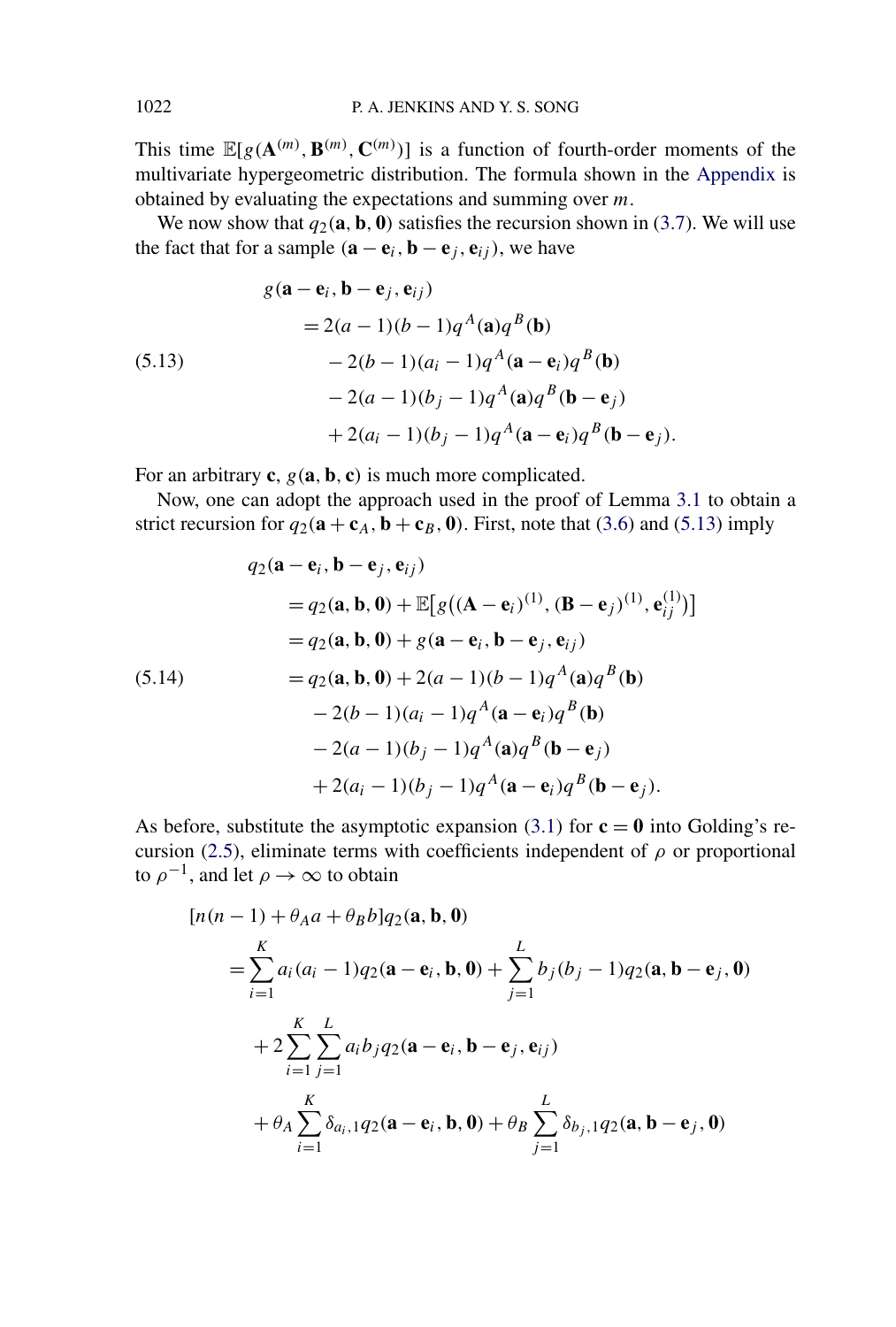This time $\mathbb{E}[g(\mathbf{A}^{(m)}, \mathbf{B}^{(m)}, \mathbf{C}^{(m)})]$ is a function of fourth-order moments of the multivariate hypergeometric distribution. The formula shown in the Appendix is obtained by evaluating the expectations and summing over $m$.

We now show that $q_2(\mathbf{a}, \mathbf{b}, \mathbf{0})$ satisfies the recursion shown in (3.7). We will use the fact that for a sample $(\mathbf{a} - \mathbf{e}_i, \mathbf{b} - \mathbf{e}_j, \mathbf{e}_{ij})$, we have

$$
\begin{aligned}
&g(\mathbf{a} - \mathbf{e}_i, \mathbf{b} - \mathbf{e}_j, \mathbf{e}_{ij}) \\
&\quad = 2(a-1)(b-1)q^A(\mathbf{a})q^B(\mathbf{b}) \\
&\qquad - 2(b-1)(a_i - 1)q^A(\mathbf{a} - \mathbf{e}_i)q^B(\mathbf{b}) \\
&\qquad - 2(a-1)(b_j - 1)q^A(\mathbf{a})q^B(\mathbf{b} - \mathbf{e}_j) \\
&\qquad + 2(a_i - 1)(b_j - 1)q^A(\mathbf{a} - \mathbf{e}_i)q^B(\mathbf{b} - \mathbf{e}_j).
\end{aligned}
\tag{5.13}
$$

For an arbitrary $\mathbf{c}$, $g(\mathbf{a}, \mathbf{b}, \mathbf{c})$ is much more complicated.

Now, one can adopt the approach used in the proof of Lemma 3.1 to obtain a strict recursion for $q_2(\mathbf{a} + \mathbf{c}_A, \mathbf{b} + \mathbf{c}_B, \mathbf{0})$. First, note that (3.6) and (5.13) imply

$$
\begin{aligned}
&q_2(\mathbf{a} - \mathbf{e}_i, \mathbf{b} - \mathbf{e}_j, \mathbf{e}_{ij}) \\
&\quad = q_2(\mathbf{a}, \mathbf{b}, \mathbf{0}) + \mathbb{E}\big[g\big((\mathbf{A} - \mathbf{e}_i)^{(1)}, (\mathbf{B} - \mathbf{e}_j)^{(1)}, \mathbf{e}_{ij}^{(1)}\big)\big] \\
&\quad = q_2(\mathbf{a}, \mathbf{b}, \mathbf{0}) + g(\mathbf{a} - \mathbf{e}_i, \mathbf{b} - \mathbf{e}_j, \mathbf{e}_{ij}) \\
&\quad = q_2(\mathbf{a}, \mathbf{b}, \mathbf{0}) + 2(a-1)(b-1)q^A(\mathbf{a})q^B(\mathbf{b}) \\
&\qquad - 2(b-1)(a_i - 1)q^A(\mathbf{a} - \mathbf{e}_i)q^B(\mathbf{b}) \\
&\qquad - 2(a-1)(b_j - 1)q^A(\mathbf{a})q^B(\mathbf{b} - \mathbf{e}_j) \\
&\qquad + 2(a_i - 1)(b_j - 1)q^A(\mathbf{a} - \mathbf{e}_i)q^B(\mathbf{b} - \mathbf{e}_j).
\end{aligned}
\tag{5.14}
$$

As before, substitute the asymptotic expansion (3.1) for $\mathbf{c} = \mathbf{0}$ into Golding's recursion (2.5), eliminate terms with coefficients independent of $\rho$ or proportional to $\rho^{-1}$, and let $\rho \to \infty$ to obtain

$$
\begin{aligned}
&[n(n-1) + \theta_A a + \theta_B b]q_2(\mathbf{a}, \mathbf{b}, \mathbf{0}) \\
&\quad = \sum_{i=1}^{K} a_i(a_i - 1)q_2(\mathbf{a} - \mathbf{e}_i, \mathbf{b}, \mathbf{0}) + \sum_{j=1}^{L} b_j(b_j - 1)q_2(\mathbf{a}, \mathbf{b} - \mathbf{e}_j, \mathbf{0}) \\
&\qquad + 2\sum_{i=1}^{K}\sum_{j=1}^{L} a_i b_j q_2(\mathbf{a} - \mathbf{e}_i, \mathbf{b} - \mathbf{e}_j, \mathbf{e}_{ij}) \\
&\qquad + \theta_A \sum_{i=1}^{K} \delta_{a_i,1} q_2(\mathbf{a} - \mathbf{e}_i, \mathbf{b}, \mathbf{0}) + \theta_B \sum_{j=1}^{L} \delta_{b_j,1} q_2(\mathbf{a}, \mathbf{b} - \mathbf{e}_j, \mathbf{0})
\end{aligned}
$$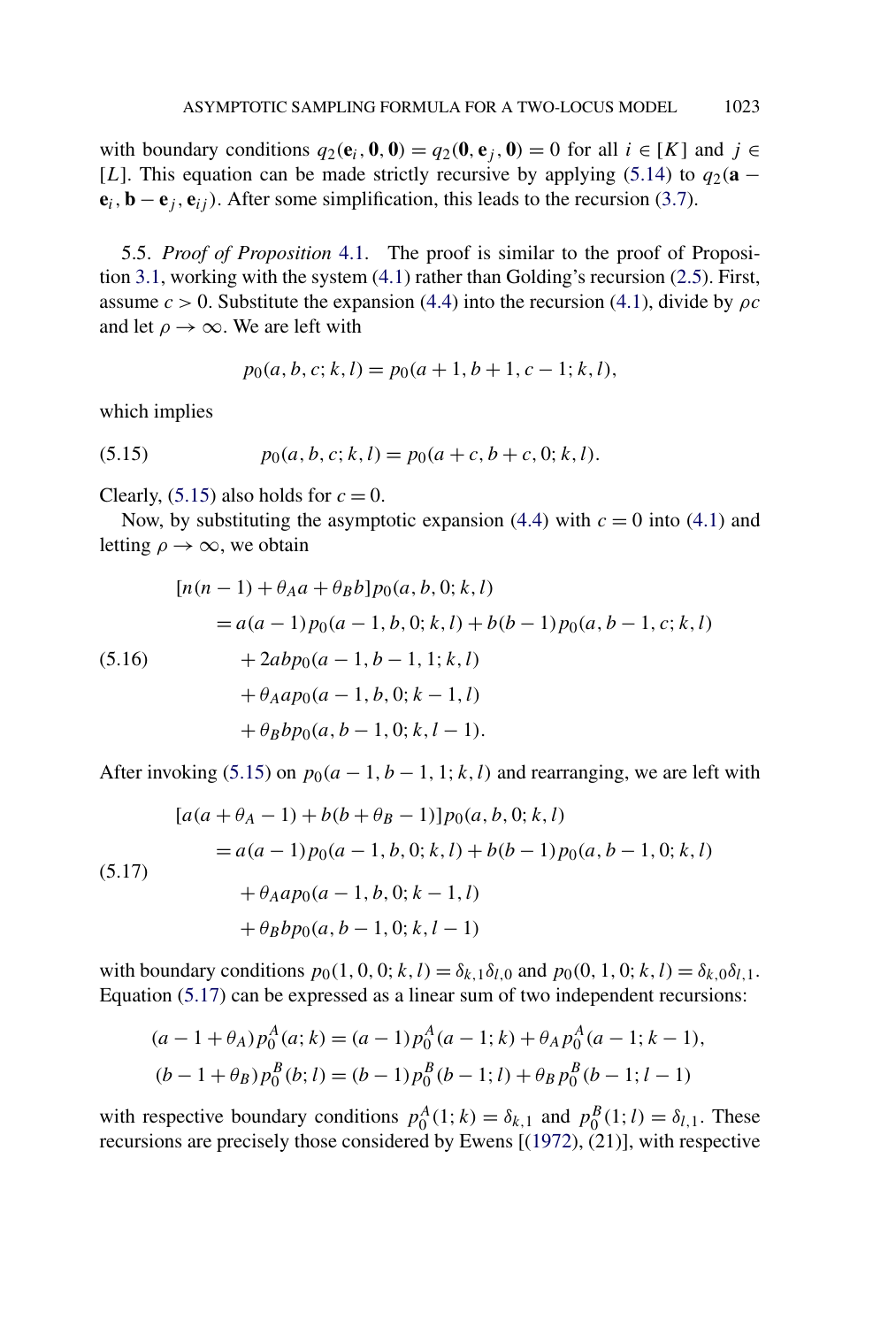with boundary conditions $q_2(\mathbf{e}_i, \mathbf{0}, \mathbf{0}) = q_2(\mathbf{0}, \mathbf{e}_j, \mathbf{0}) = 0$ for all $i \in [K]$ and $j \in [L]$. This equation can be made strictly recursive by applying (5.14) to $q_2(\mathbf{a} - \mathbf{e}_i, \mathbf{b} - \mathbf{e}_j, \mathbf{e}_{ij})$. After some simplification, this leads to the recursion (3.7).

5.5. *Proof of Proposition* 4.1. The proof is similar to the proof of Proposition 3.1, working with the system (4.1) rather than Golding's recursion (2.5). First, assume $c > 0$. Substitute the expansion (4.4) into the recursion (4.1), divide by $\rho c$ and let $\rho \to \infty$. We are left with

$$p_0(a, b, c; k, l) = p_0(a + 1, b + 1, c - 1; k, l),$$

which implies

$$p_0(a, b, c; k, l) = p_0(a + c, b + c, 0; k, l). \tag{5.15}$$

Clearly, (5.15) also holds for $c = 0$.

Now, by substituting the asymptotic expansion (4.4) with $c = 0$ into (4.1) and letting $\rho \to \infty$, we obtain

$$\begin{aligned}
[n(n-1) + \theta_A a + \theta_B b] p_0(a, b, 0; k, l) \\
&= a(a-1) p_0(a-1, b, 0; k, l) + b(b-1) p_0(a, b-1, c; k, l) \\
&\quad + 2ab p_0(a-1, b-1, 1; k, l) \\
&\quad + \theta_A a p_0(a-1, b, 0; k-1, l) \\
&\quad + \theta_B b p_0(a, b-1, 0; k, l-1).
\end{aligned} \tag{5.16}$$

After invoking (5.15) on $p_0(a-1, b-1, 1; k, l)$ and rearranging, we are left with

$$\begin{aligned}
[a(a + \theta_A - 1) + b(b + \theta_B - 1)] p_0(a, b, 0; k, l) \\
&= a(a-1) p_0(a-1, b, 0; k, l) + b(b-1) p_0(a, b-1, 0; k, l) \\
&\quad + \theta_A a p_0(a-1, b, 0; k-1, l) \\
&\quad + \theta_B b p_0(a, b-1, 0; k, l-1)
\end{aligned} \tag{5.17}$$

with boundary conditions $p_0(1, 0, 0; k, l) = \delta_{k,1}\delta_{l,0}$ and $p_0(0, 1, 0; k, l) = \delta_{k,0}\delta_{l,1}$. Equation (5.17) can be expressed as a linear sum of two independent recursions:

$$(a - 1 + \theta_A) p_0^A(a; k) = (a - 1) p_0^A(a - 1; k) + \theta_A p_0^A(a - 1; k - 1),$$

$$(b - 1 + \theta_B) p_0^B(b; l) = (b - 1) p_0^B(b - 1; l) + \theta_B p_0^B(b - 1; l - 1)$$

with respective boundary conditions $p_0^A(1; k) = \delta_{k,1}$ and $p_0^B(1; l) = \delta_{l,1}$. These recursions are precisely those considered by Ewens [(1972), (21)], with respective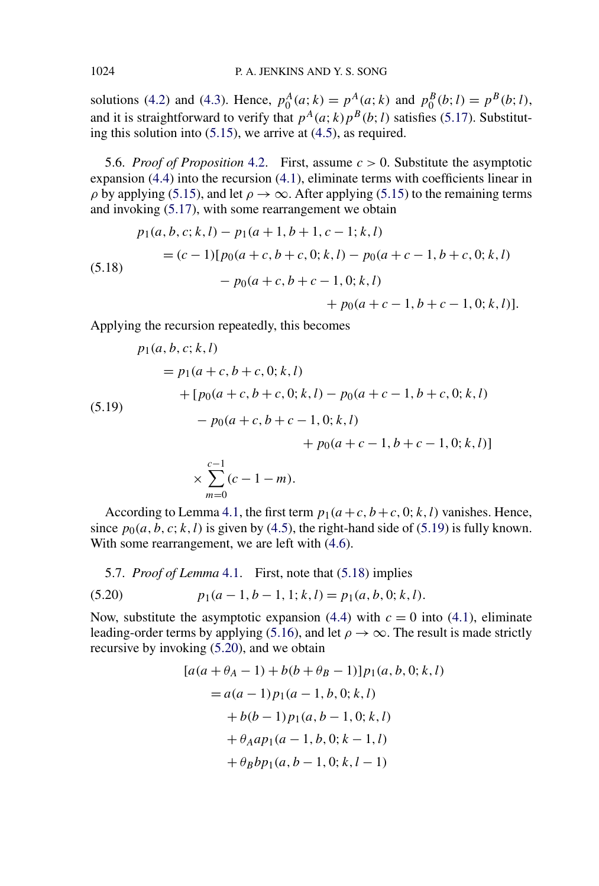solutions (4.2) and (4.3). Hence, $p_0^A(a;k) = p^A(a;k)$ and $p_0^B(b;l) = p^B(b;l)$, and it is straightforward to verify that $p^A(a;k)p^B(b;l)$ satisfies (5.17). Substituting this solution into (5.15), we arrive at (4.5), as required.

5.6. *Proof of Proposition* 4.2. First, assume $c > 0$. Substitute the asymptotic expansion (4.4) into the recursion (4.1), eliminate terms with coefficients linear in $\rho$ by applying (5.15), and let $\rho \to \infty$. After applying (5.15) to the remaining terms and invoking (5.17), with some rearrangement we obtain

$$
\begin{aligned}
&p_1(a,b,c;k,l) - p_1(a+1,b+1,c-1;k,l) \\
&\quad = (c-1)[p_0(a+c,b+c,0;k,l) - p_0(a+c-1,b+c,0;k,l) \\
&\qquad - p_0(a+c,b+c-1,0;k,l) \\
&\qquad + p_0(a+c-1,b+c-1,0;k,l)].
\end{aligned}
\tag{5.18}
$$

Applying the recursion repeatedly, this becomes

$$
\begin{aligned}
&p_1(a,b,c;k,l) \\
&\quad = p_1(a+c,b+c,0;k,l) \\
&\qquad + [p_0(a+c,b+c,0;k,l) - p_0(a+c-1,b+c,0;k,l) \\
&\qquad - p_0(a+c,b+c-1,0;k,l) \\
&\qquad + p_0(a+c-1,b+c-1,0;k,l)] \\
&\qquad \times \sum_{m=0}^{c-1}(c-1-m).
\end{aligned}
\tag{5.19}
$$

According to Lemma 4.1, the first term $p_1(a+c,b+c,0;k,l)$ vanishes. Hence, since $p_0(a,b,c;k,l)$ is given by (4.5), the right-hand side of (5.19) is fully known. With some rearrangement, we are left with (4.6).

5.7. *Proof of Lemma* 4.1. First, note that (5.18) implies

$$
p_1(a-1,b-1,1;k,l) = p_1(a,b,0;k,l). \tag{5.20}
$$

Now, substitute the asymptotic expansion (4.4) with $c = 0$ into (4.1), eliminate leading-order terms by applying (5.16), and let $\rho \to \infty$. The result is made strictly recursive by invoking (5.20), and we obtain

$$
\begin{aligned}
&[a(a+\theta_A-1) + b(b+\theta_B-1)]p_1(a,b,0;k,l) \\
&\quad = a(a-1)p_1(a-1,b,0;k,l) \\
&\qquad + b(b-1)p_1(a,b-1,0;k,l) \\
&\qquad + \theta_A a p_1(a-1,b,0;k-1,l) \\
&\qquad + \theta_B b p_1(a,b-1,0;k,l-1)
\end{aligned}
$$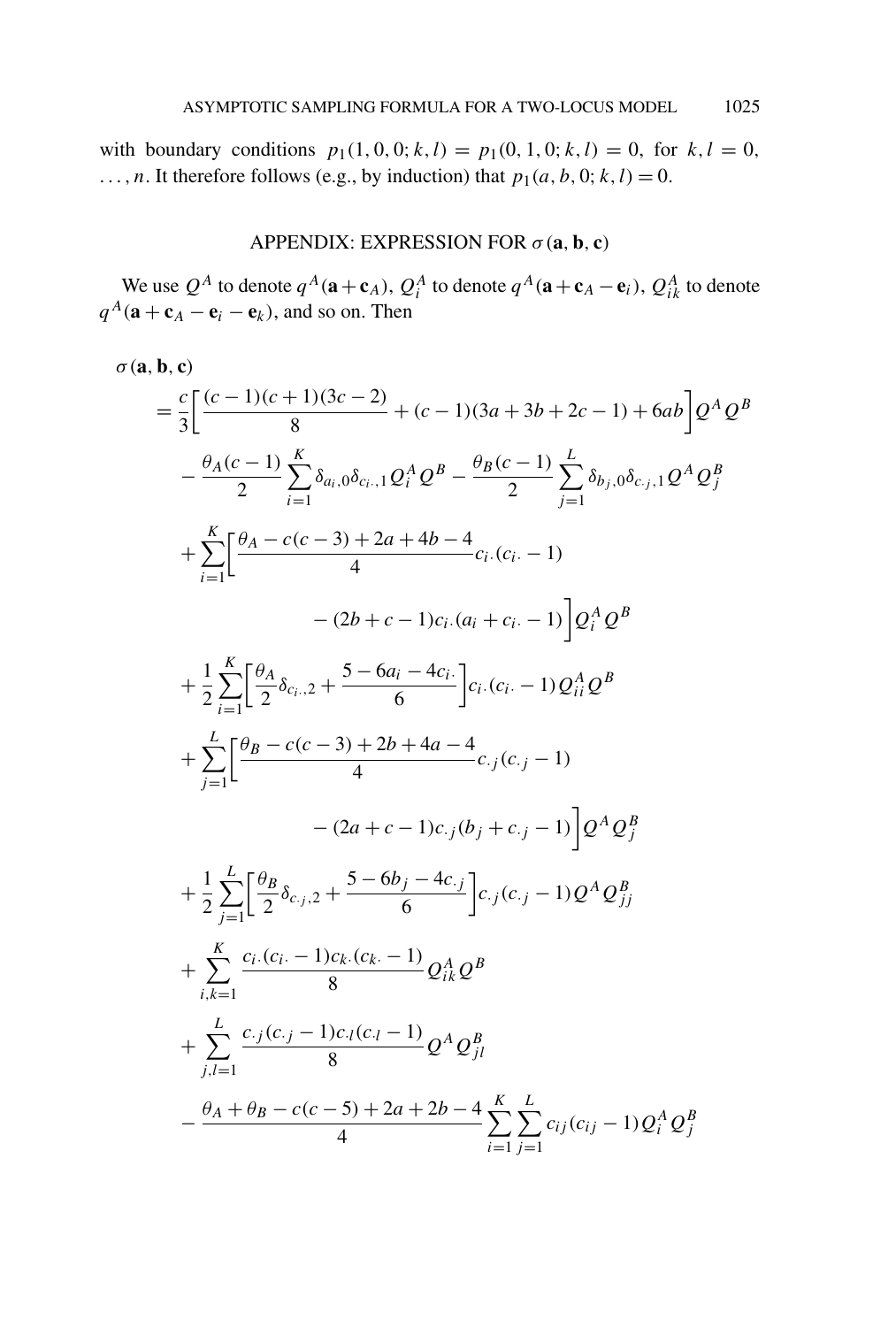with boundary conditions $p_1(1, 0, 0; k, l) = p_1(0, 1, 0; k, l) = 0$, for $k, l = 0, \ldots, n$. It therefore follows (e.g., by induction) that $p_1(a, b, 0; k, l) = 0$.

## APPENDIX: EXPRESSION FOR $\sigma(\mathbf{a}, \mathbf{b}, \mathbf{c})$

We use $Q^A$ to denote $q^A(\mathbf{a} + \mathbf{c}_A)$, $Q_i^A$ to denote $q^A(\mathbf{a} + \mathbf{c}_A - \mathbf{e}_i)$, $Q_{ik}^A$ to denote $q^A(\mathbf{a} + \mathbf{c}_A - \mathbf{e}_i - \mathbf{e}_k)$, and so on. Then

$$
\begin{aligned}
&\sigma(\mathbf{a}, \mathbf{b}, \mathbf{c}) \\
&\quad = \frac{c}{3}\biggl[\frac{(c-1)(c+1)(3c-2)}{8} + (c-1)(3a+3b+2c-1) + 6ab\biggr] Q^A Q^B \\
&\qquad - \frac{\theta_A(c-1)}{2} \sum_{i=1}^{K} \delta_{a_i,0}\delta_{c_{i\cdot},1} Q_i^A Q^B - \frac{\theta_B(c-1)}{2} \sum_{j=1}^{L} \delta_{b_j,0}\delta_{c_{\cdot j},1} Q^A Q_j^B \\
&\qquad + \sum_{i=1}^{K} \biggl[\frac{\theta_A - c(c-3) + 2a + 4b - 4}{4} c_{i\cdot}(c_{i\cdot} - 1) \\
&\qquad\qquad\qquad - (2b + c - 1)c_{i\cdot}(a_i + c_{i\cdot} - 1)\biggr] Q_i^A Q^B \\
&\qquad + \frac{1}{2} \sum_{i=1}^{K} \biggl[\frac{\theta_A}{2}\delta_{c_{i\cdot},2} + \frac{5 - 6a_i - 4c_{i\cdot}}{6}\biggr] c_{i\cdot}(c_{i\cdot} - 1) Q_{ii}^A Q^B \\
&\qquad + \sum_{j=1}^{L} \biggl[\frac{\theta_B - c(c-3) + 2b + 4a - 4}{4} c_{\cdot j}(c_{\cdot j} - 1) \\
&\qquad\qquad\qquad - (2a + c - 1)c_{\cdot j}(b_j + c_{\cdot j} - 1)\biggr] Q^A Q_j^B \\
&\qquad + \frac{1}{2} \sum_{j=1}^{L} \biggl[\frac{\theta_B}{2}\delta_{c_{\cdot j},2} + \frac{5 - 6b_j - 4c_{\cdot j}}{6}\biggr] c_{\cdot j}(c_{\cdot j} - 1) Q^A Q_{jj}^B \\
&\qquad + \sum_{i,k=1}^{K} \frac{c_{i\cdot}(c_{i\cdot} - 1)c_{k\cdot}(c_{k\cdot} - 1)}{8} Q_{ik}^A Q^B \\
&\qquad + \sum_{j,l=1}^{L} \frac{c_{\cdot j}(c_{\cdot j} - 1)c_{\cdot l}(c_{\cdot l} - 1)}{8} Q^A Q_{jl}^B \\
&\qquad - \frac{\theta_A + \theta_B - c(c-5) + 2a + 2b - 4}{4} \sum_{i=1}^{K}\sum_{j=1}^{L} c_{ij}(c_{ij} - 1) Q_i^A Q_j^B
\end{aligned}
$$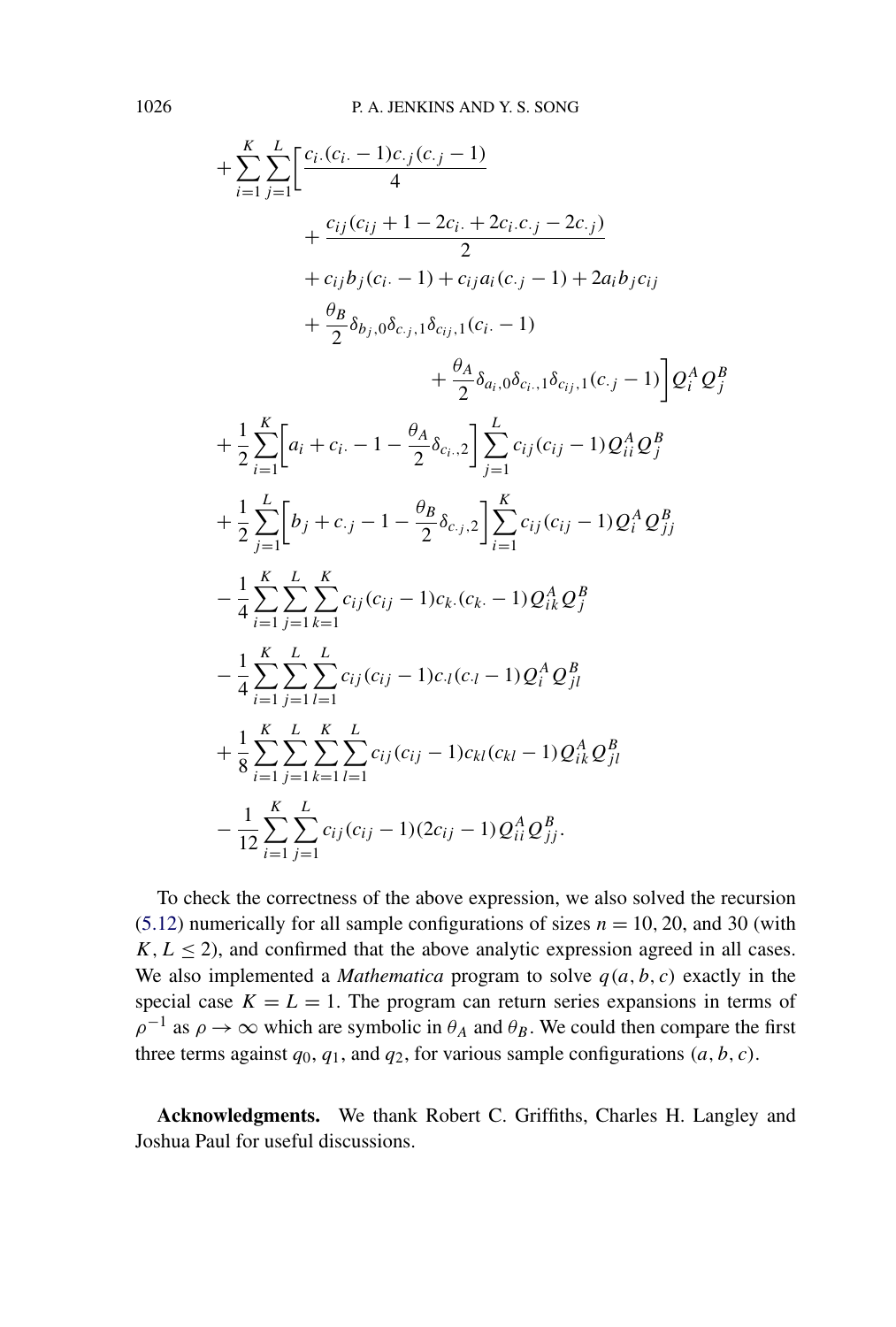$$
\begin{aligned}
&+\sum_{i=1}^{K}\sum_{j=1}^{L}\biggl[\frac{c_{i\cdot}(c_{i\cdot}-1)c_{\cdot j}(c_{\cdot j}-1)}{4} \\
&\qquad + \frac{c_{ij}(c_{ij}+1-2c_{i\cdot}+2c_{i\cdot}c_{\cdot j}-2c_{\cdot j})}{2} \\
&\qquad + c_{ij}b_j(c_{i\cdot}-1)+c_{ij}a_i(c_{\cdot j}-1)+2a_ib_jc_{ij} \\
&\qquad + \frac{\theta_B}{2}\delta_{b_j,0}\delta_{c_{\cdot j},1}\delta_{c_{ij},1}(c_{i\cdot}-1) \\
&\qquad\qquad + \frac{\theta_A}{2}\delta_{a_i,0}\delta_{c_{i\cdot},1}\delta_{c_{ij},1}(c_{\cdot j}-1)\biggr]Q_i^A Q_j^B \\
&+\frac{1}{2}\sum_{i=1}^{K}\biggl[a_i+c_{i\cdot}-1-\frac{\theta_A}{2}\delta_{c_{i\cdot},2}\biggr]\sum_{j=1}^{L}c_{ij}(c_{ij}-1)Q_{ii}^A Q_j^B \\
&+\frac{1}{2}\sum_{j=1}^{L}\biggl[b_j+c_{\cdot j}-1-\frac{\theta_B}{2}\delta_{c_{\cdot j},2}\biggr]\sum_{i=1}^{K}c_{ij}(c_{ij}-1)Q_i^A Q_{jj}^B \\
&-\frac{1}{4}\sum_{i=1}^{K}\sum_{j=1}^{L}\sum_{k=1}^{K}c_{ij}(c_{ij}-1)c_{k\cdot}(c_{k\cdot}-1)Q_{ik}^A Q_j^B \\
&-\frac{1}{4}\sum_{i=1}^{K}\sum_{j=1}^{L}\sum_{l=1}^{L}c_{ij}(c_{ij}-1)c_{\cdot l}(c_{\cdot l}-1)Q_i^A Q_{jl}^B \\
&+\frac{1}{8}\sum_{i=1}^{K}\sum_{j=1}^{L}\sum_{k=1}^{K}\sum_{l=1}^{L}c_{ij}(c_{ij}-1)c_{kl}(c_{kl}-1)Q_{ik}^A Q_{jl}^B \\
&-\frac{1}{12}\sum_{i=1}^{K}\sum_{j=1}^{L}c_{ij}(c_{ij}-1)(2c_{ij}-1)Q_{ii}^A Q_{jj}^B.
\end{aligned}
$$

To check the correctness of the above expression, we also solved the recursion (5.12) numerically for all sample configurations of sizes $n = 10, 20$, and $30$ (with $K, L \le 2$), and confirmed that the above analytic expression agreed in all cases. We also implemented a *Mathematica* program to solve $q(a, b, c)$ exactly in the special case $K = L = 1$. The program can return series expansions in terms of $\rho^{-1}$ as $\rho \to \infty$ which are symbolic in $\theta_A$ and $\theta_B$. We could then compare the first three terms against $q_0$, $q_1$, and $q_2$, for various sample configurations $(a, b, c)$.

**Acknowledgments.** We thank Robert C. Griffiths, Charles H. Langley and Joshua Paul for useful discussions.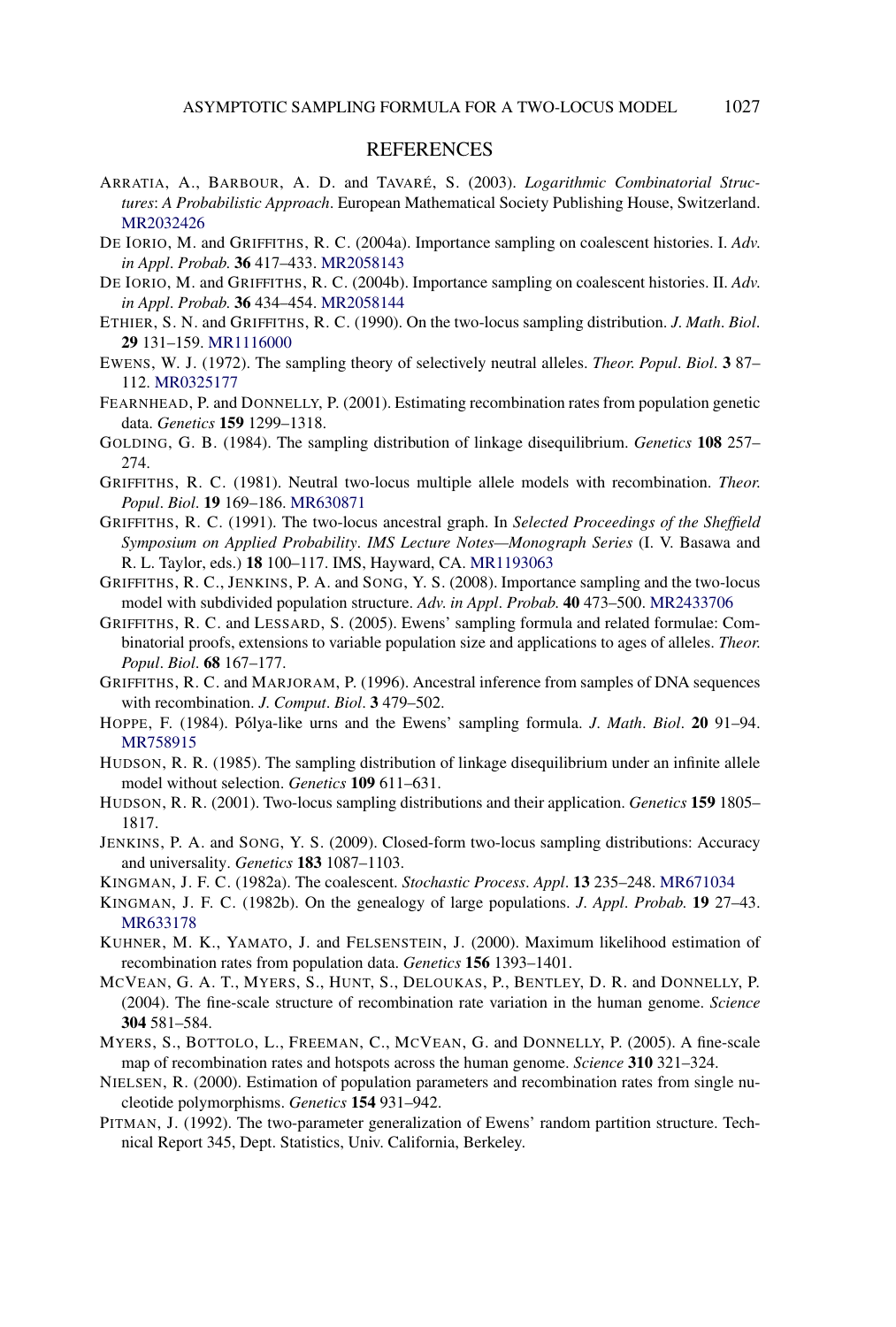## REFERENCES

ARRATIA, A., BARBOUR, A. D. and TAVARÉ, S. (2003). *Logarithmic Combinatorial Structures: A Probabilistic Approach*. European Mathematical Society Publishing House, Switzerland. MR2032426

DE IORIO, M. and GRIFFITHS, R. C. (2004a). Importance sampling on coalescent histories. I. *Adv. in Appl. Probab.* **36** 417–433. MR2058143

DE IORIO, M. and GRIFFITHS, R. C. (2004b). Importance sampling on coalescent histories. II. *Adv. in Appl. Probab.* **36** 434–454. MR2058144

ETHIER, S. N. and GRIFFITHS, R. C. (1990). On the two-locus sampling distribution. *J. Math. Biol.* **29** 131–159. MR1116000

EWENS, W. J. (1972). The sampling theory of selectively neutral alleles. *Theor. Popul. Biol.* **3** 87–112. MR0325177

FEARNHEAD, P. and DONNELLY, P. (2001). Estimating recombination rates from population genetic data. *Genetics* **159** 1299–1318.

GOLDING, G. B. (1984). The sampling distribution of linkage disequilibrium. *Genetics* **108** 257–274.

GRIFFITHS, R. C. (1981). Neutral two-locus multiple allele models with recombination. *Theor. Popul. Biol.* **19** 169–186. MR630871

GRIFFITHS, R. C. (1991). The two-locus ancestral graph. In *Selected Proceedings of the Sheffield Symposium on Applied Probability*. *IMS Lecture Notes—Monograph Series* (I. V. Basawa and R. L. Taylor, eds.) **18** 100–117. IMS, Hayward, CA. MR1193063

GRIFFITHS, R. C., JENKINS, P. A. and SONG, Y. S. (2008). Importance sampling and the two-locus model with subdivided population structure. *Adv. in Appl. Probab.* **40** 473–500. MR2433706

GRIFFITHS, R. C. and LESSARD, S. (2005). Ewens' sampling formula and related formulae: Combinatorial proofs, extensions to variable population size and applications to ages of alleles. *Theor. Popul. Biol.* **68** 167–177.

GRIFFITHS, R. C. and MARJORAM, P. (1996). Ancestral inference from samples of DNA sequences with recombination. *J. Comput. Biol.* **3** 479–502.

HOPPE, F. (1984). Pólya-like urns and the Ewens' sampling formula. *J. Math. Biol.* **20** 91–94. MR758915

HUDSON, R. R. (1985). The sampling distribution of linkage disequilibrium under an infinite allele model without selection. *Genetics* **109** 611–631.

HUDSON, R. R. (2001). Two-locus sampling distributions and their application. *Genetics* **159** 1805–1817.

JENKINS, P. A. and SONG, Y. S. (2009). Closed-form two-locus sampling distributions: Accuracy and universality. *Genetics* **183** 1087–1103.

KINGMAN, J. F. C. (1982a). The coalescent. *Stochastic Process. Appl.* **13** 235–248. MR671034

KINGMAN, J. F. C. (1982b). On the genealogy of large populations. *J. Appl. Probab.* **19** 27–43. MR633178

KUHNER, M. K., YAMATO, J. and FELSENSTEIN, J. (2000). Maximum likelihood estimation of recombination rates from population data. *Genetics* **156** 1393–1401.

MCVEAN, G. A. T., MYERS, S., HUNT, S., DELOUKAS, P., BENTLEY, D. R. and DONNELLY, P. (2004). The fine-scale structure of recombination rate variation in the human genome. *Science* **304** 581–584.

MYERS, S., BOTTOLO, L., FREEMAN, C., MCVEAN, G. and DONNELLY, P. (2005). A fine-scale map of recombination rates and hotspots across the human genome. *Science* **310** 321–324.

NIELSEN, R. (2000). Estimation of population parameters and recombination rates from single nucleotide polymorphisms. *Genetics* **154** 931–942.

PITMAN, J. (1992). The two-parameter generalization of Ewens' random partition structure. Technical Report 345, Dept. Statistics, Univ. California, Berkeley.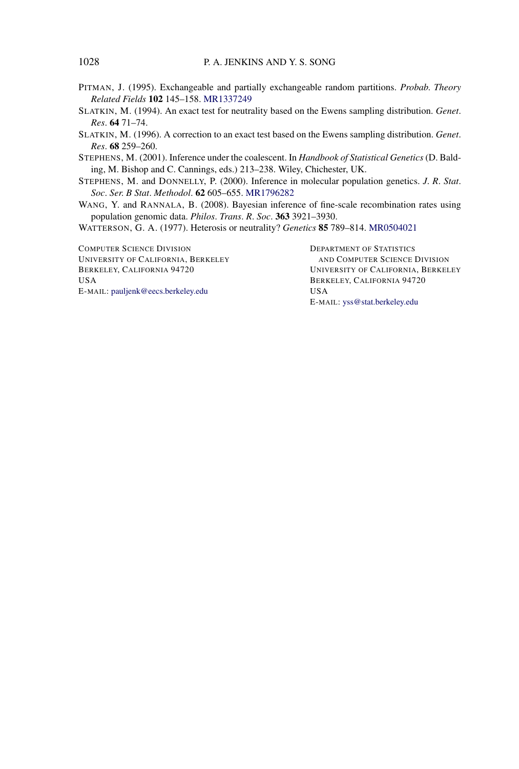PITMAN, J. (1995). Exchangeable and partially exchangeable random partitions. *Probab. Theory Related Fields* **102** 145–158. MR1337249

SLATKIN, M. (1994). An exact test for neutrality based on the Ewens sampling distribution. *Genet. Res.* **64** 71–74.

SLATKIN, M. (1996). A correction to an exact test based on the Ewens sampling distribution. *Genet. Res.* **68** 259–260.

STEPHENS, M. (2001). Inference under the coalescent. In *Handbook of Statistical Genetics* (D. Balding, M. Bishop and C. Cannings, eds.) 213–238. Wiley, Chichester, UK.

STEPHENS, M. and DONNELLY, P. (2000). Inference in molecular population genetics. *J. R. Stat. Soc. Ser. B Stat. Methodol.* **62** 605–655. MR1796282

WANG, Y. and RANNALA, B. (2008). Bayesian inference of fine-scale recombination rates using population genomic data. *Philos. Trans. R. Soc.* **363** 3921–3930.

WATTERSON, G. A. (1977). Heterosis or neutrality? *Genetics* **85** 789–814. MR0504021

COMPUTER SCIENCE DIVISION
UNIVERSITY OF CALIFORNIA, BERKELEY
BERKELEY, CALIFORNIA 94720
USA
E-MAIL: pauljenk@eecs.berkeley.edu

DEPARTMENT OF STATISTICS
AND COMPUTER SCIENCE DIVISION
UNIVERSITY OF CALIFORNIA, BERKELEY
BERKELEY, CALIFORNIA 94720
USA
E-MAIL: yss@stat.berkeley.edu